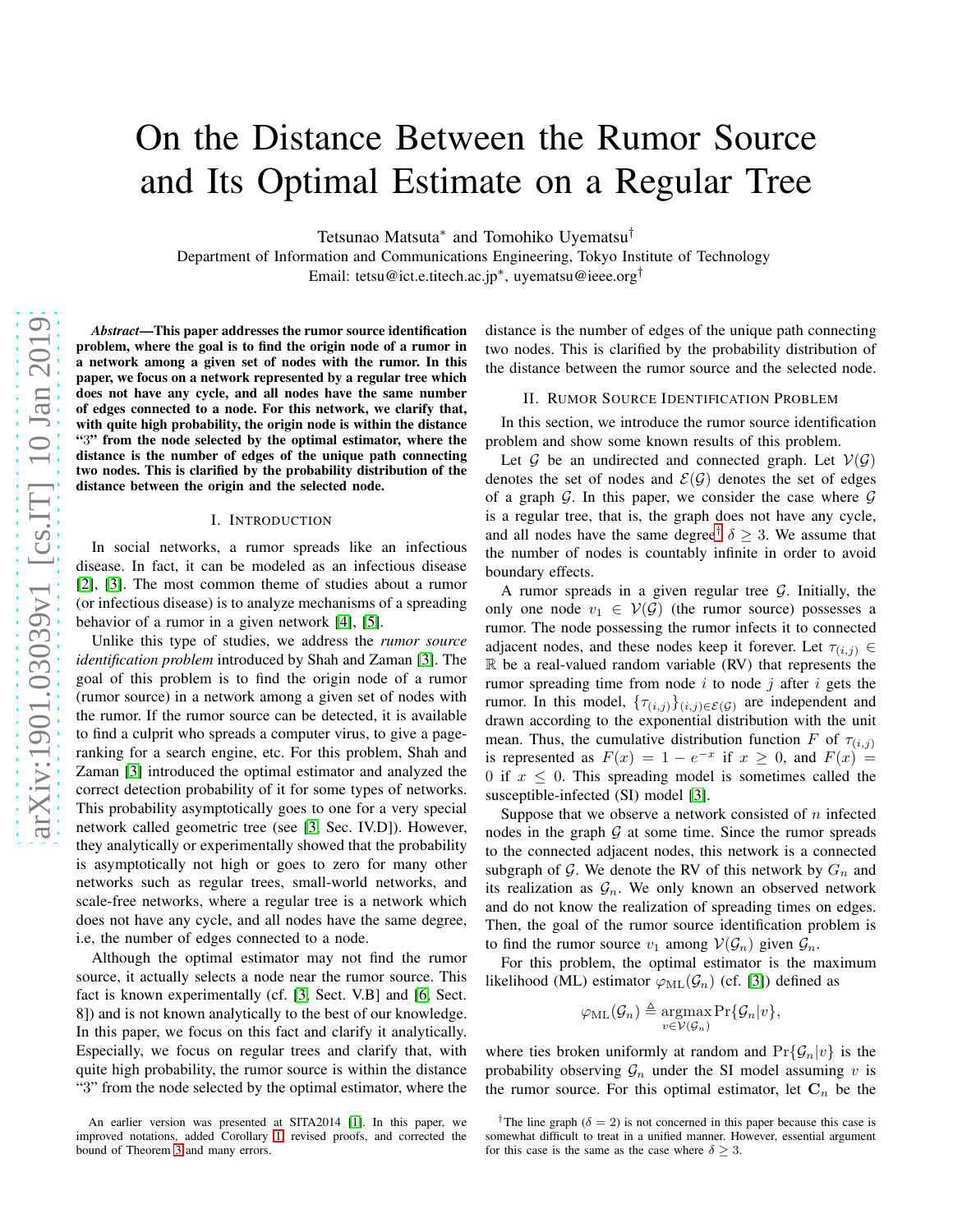# On the Distance Between the Rumor Source and Its Optimal Estimate on a Regular Tree

Tetsunao Matsuta* and Tomohiko Uyematsu†

Department of Information and Communications Engineering, Tokyo Institute of Technology

Email: tetsu@ict.e.titech.ac.jp*, uyematsu@ieee.org†

***Abstract*—This paper addresses the rumor source identification problem, where the goal is to find the origin node of a rumor in a network among a given set of nodes with the rumor. In this paper, we focus on a network represented by a regular tree which does not have any cycle, and all nodes have the same number of edges connected to a node. For this network, we clarify that, with quite high probability, the origin node is within the distance "3" from the node selected by the optimal estimator, where the distance is the number of edges of the unique path connecting two nodes. This is clarified by the probability distribution of the distance between the origin and the selected node.**

## I. Introduction

In social networks, a rumor spreads like an infectious disease. In fact, it can be modeled as an infectious disease [2], [3]. The most common theme of studies about a rumor (or infectious disease) is to analyze mechanisms of a spreading behavior of a rumor in a given network [4], [5].

Unlike this type of studies, we address the *rumor source identification problem* introduced by Shah and Zaman [3]. The goal of this problem is to find the origin node of a rumor (rumor source) in a network among a given set of nodes with the rumor. If the rumor source can be detected, it is available to find a culprit who spreads a computer virus, to give a page-ranking for a search engine, etc. For this problem, Shah and Zaman [3] introduced the optimal estimator and analyzed the correct detection probability of it for some types of networks. This probability asymptotically goes to one for a very special network called geometric tree (see [3, Sec. IV.D]). However, they analytically or experimentally showed that the probability is asymptotically not high or goes to zero for many other networks such as regular trees, small-world networks, and scale-free networks, where a regular tree is a network which does not have any cycle, and all nodes have the same degree, i.e, the number of edges connected to a node.

Although the optimal estimator may not find the rumor source, it actually selects a node near the rumor source. This fact is known experimentally (cf. [3, Sect. V.B] and [6, Sect. 8]) and is not known analytically to the best of our knowledge. In this paper, we focus on this fact and clarify it analytically. Especially, we focus on regular trees and clarify that, with quite high probability, the rumor source is within the distance "3" from the node selected by the optimal estimator, where the distance is the number of edges of the unique path connecting two nodes. This is clarified by the probability distribution of the distance between the rumor source and the selected node.

## II. Rumor Source Identification Problem

In this section, we introduce the rumor source identification problem and show some known results of this problem.

Let $\mathcal{G}$ be an undirected and connected graph. Let $\mathcal{V}(\mathcal{G})$ denotes the set of nodes and $\mathcal{E}(\mathcal{G})$ denotes the set of edges of a graph $\mathcal{G}$. In this paper, we consider the case where $\mathcal{G}$ is a regular tree, that is, the graph does not have any cycle, and all nodes have the same degree[†] $\delta \geq 3$. We assume that the number of nodes is countably infinite in order to avoid boundary effects.

A rumor spreads in a given regular tree $\mathcal{G}$. Initially, the only one node $v_1 \in \mathcal{V}(\mathcal{G})$ (the rumor source) possesses a rumor. The node possessing the rumor infects it to connected adjacent nodes, and these nodes keep it forever. Let $\tau_{(i,j)} \in \mathbb{R}$ be a real-valued random variable (RV) that represents the rumor spreading time from node $i$ to node $j$ after $i$ gets the rumor. In this model, $\{\tau_{(i,j)}\}_{(i,j)\in\mathcal{E}(\mathcal{G})}$ are independent and drawn according to the exponential distribution with the unit mean. Thus, the cumulative distribution function $F$ of $\tau_{(i,j)}$ is represented as $F(x) = 1 - e^{-x}$ if $x \geq 0$, and $F(x) = 0$ if $x \leq 0$. This spreading model is sometimes called the susceptible-infected (SI) model [3].

Suppose that we observe a network consisted of $n$ infected nodes in the graph $\mathcal{G}$ at some time. Since the rumor spreads to the connected adjacent nodes, this network is a connected subgraph of $\mathcal{G}$. We denote the RV of this network by $G_n$ and its realization as $\mathcal{G}_n$. We only known an observed network and do not know the realization of spreading times on edges. Then, the goal of the rumor source identification problem is to find the rumor source $v_1$ among $\mathcal{V}(\mathcal{G}_n)$ given $\mathcal{G}_n$.

For this problem, the optimal estimator is the maximum likelihood (ML) estimator $\varphi_{\mathrm{ML}}(\mathcal{G}_n)$ (cf. [3]) defined as

$$\varphi_{\mathrm{ML}}(\mathcal{G}_n) \triangleq \operatorname*{argmax}_{v\in\mathcal{V}(\mathcal{G}_n)} \Pr\{\mathcal{G}_n|v\},$$

where ties broken uniformly at random and $\Pr\{\mathcal{G}_n|v\}$ is the probability observing $\mathcal{G}_n$ under the SI model assuming $v$ is the rumor source. For this optimal estimator, let $\mathbf{C}_n$ be the

An earlier version was presented at SITA2014 [1]. In this paper, we improved notations, added Corollary 1, revised proofs, and corrected the bound of Theorem 3 and many errors.

[†] The line graph ($\delta = 2$) is not concerned in this paper because this case is somewhat difficult to treat in a unified manner. However, essential argument for this case is the same as the case where $\delta \geq 3$.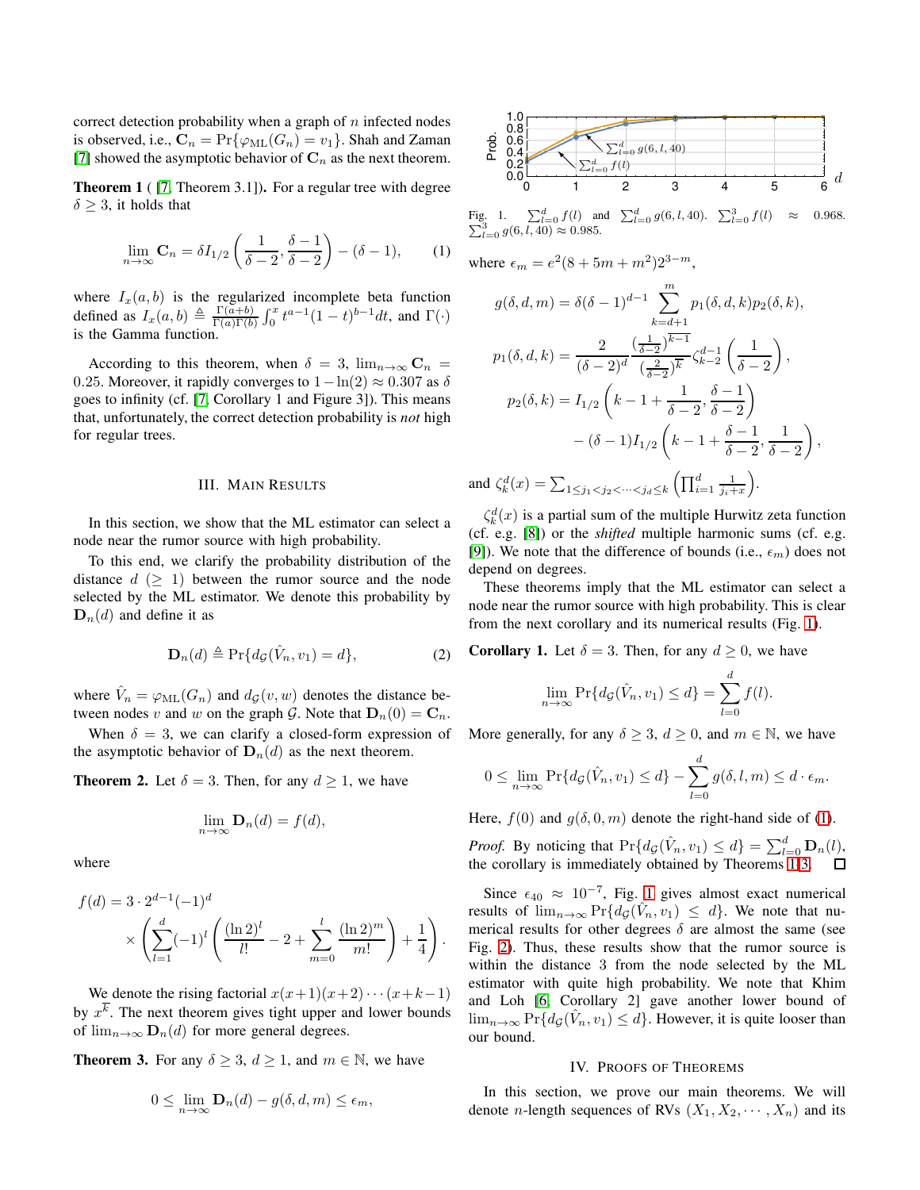correct detection probability when a graph of $n$ infected nodes is observed, i.e., $\mathbf{C}_n = \Pr\{\varphi_{\mathrm{ML}}(G_n) = v_1\}$. Shah and Zaman [7] showed the asymptotic behavior of $\mathbf{C}_n$ as the next theorem.

**Theorem 1** ( [7, Theorem 3.1]). For a regular tree with degree $\delta \geq 3$, it holds that

$$\lim_{n\to\infty} \mathbf{C}_n = \delta I_{1/2}\left(\frac{1}{\delta-2}, \frac{\delta-1}{\delta-2}\right) - (\delta-1), \tag{1}$$

where $I_x(a,b)$ is the regularized incomplete beta function defined as $I_x(a,b) \triangleq \frac{\Gamma(a+b)}{\Gamma(a)\Gamma(b)}\int_0^x t^{a-1}(1-t)^{b-1}dt$, and $\Gamma(\cdot)$ is the Gamma function.

According to this theorem, when $\delta = 3$, $\lim_{n\to\infty} \mathbf{C}_n = 0.25$. Moreover, it rapidly converges to $1-\ln(2) \approx 0.307$ as $\delta$ goes to infinity (cf. [7, Corollary 1 and Figure 3]). This means that, unfortunately, the correct detection probability is *not* high for regular trees.

## III. Main Results

In this section, we show that the ML estimator can select a node near the rumor source with high probability.

To this end, we clarify the probability distribution of the distance $d$ $(\geq 1)$ between the rumor source and the node selected by the ML estimator. We denote this probability by $\mathbf{D}_n(d)$ and define it as

$$\mathbf{D}_n(d) \triangleq \Pr\{d_{\mathcal{G}}(\hat{V}_n, v_1) = d\}, \tag{2}$$

where $\hat{V}_n = \varphi_{\mathrm{ML}}(G_n)$ and $d_{\mathcal{G}}(v,w)$ denotes the distance between nodes $v$ and $w$ on the graph $\mathcal{G}$. Note that $\mathbf{D}_n(0) = \mathbf{C}_n$.

When $\delta = 3$, we can clarify a closed-form expression of the asymptotic behavior of $\mathbf{D}_n(d)$ as the next theorem.

**Theorem 2.** Let $\delta = 3$. Then, for any $d \geq 1$, we have

$$\lim_{n\to\infty} \mathbf{D}_n(d) = f(d),$$

where

$$f(d) = 3\cdot 2^{d-1}(-1)^d \times \left(\sum_{l=1}^{d}(-1)^l\left(\frac{(\ln 2)^l}{l!} - 2 + \sum_{m=0}^{l}\frac{(\ln 2)^m}{m!}\right) + \frac{1}{4}\right).$$

We denote the rising factorial $x(x+1)(x+2)\cdots(x+k-1)$ by $x^{\overline{k}}$. The next theorem gives tight upper and lower bounds of $\lim_{n\to\infty}\mathbf{D}_n(d)$ for more general degrees.

**Theorem 3.** For any $\delta \geq 3$, $d \geq 1$, and $m \in \mathbb{N}$, we have

$$0 \leq \lim_{n\to\infty}\mathbf{D}_n(d) - g(\delta,d,m) \leq \epsilon_m,$$

1.0
0.8
0.6
0.4
0.2
0.0
Prob.
0 1 2 3 4 5 6 $d$
$\sum_{l=0}^{d} g(6,l,40)$
$\sum_{l=0}^{d} f(l)$

Fig. 1. $\sum_{l=0}^{d} f(l)$ and $\sum_{l=0}^{d} g(6,l,40)$. $\sum_{l=0}^{3} f(l) \approx 0.968$. $\sum_{l=0}^{3} g(6,l,40) \approx 0.985$.

where $\epsilon_m = e^2(8+5m+m^2)2^{3-m}$,

$$g(\delta,d,m) = \delta(\delta-1)^{d-1}\sum_{k=d+1}^{m} p_1(\delta,d,k)p_2(\delta,k),$$

$$p_1(\delta,d,k) = \frac{2}{(\delta-2)^d}\frac{(\frac{1}{\delta-2})^{\overline{k-1}}}{(\frac{2}{\delta-2})^{\overline{k}}}\zeta_{k-2}^{d-1}\left(\frac{1}{\delta-2}\right),$$

$$p_2(\delta,k) = I_{1/2}\left(k-1+\frac{1}{\delta-2}, \frac{\delta-1}{\delta-2}\right) - (\delta-1)I_{1/2}\left(k-1+\frac{\delta-1}{\delta-2}, \frac{1}{\delta-2}\right),$$

and $\zeta_k^d(x) = \sum_{1\leq j_1<j_2<\cdots<j_d\leq k}\left(\prod_{i=1}^{d}\frac{1}{j_i+x}\right)$.

$\zeta_k^d(x)$ is a partial sum of the multiple Hurwitz zeta function (cf. e.g. [8]) or the *shifted* multiple harmonic sums (cf. e.g. [9]). We note that the difference of bounds (i.e., $\epsilon_m$) does not depend on degrees.

These theorems imply that the ML estimator can select a node near the rumor source with high probability. This is clear from the next corollary and its numerical results (Fig. 1).

**Corollary 1.** Let $\delta = 3$. Then, for any $d \geq 0$, we have

$$\lim_{n\to\infty}\Pr\{d_{\mathcal{G}}(\hat{V}_n, v_1) \leq d\} = \sum_{l=0}^{d} f(l).$$

More generally, for any $\delta \geq 3$, $d \geq 0$, and $m \in \mathbb{N}$, we have

$$0 \leq \lim_{n\to\infty}\Pr\{d_{\mathcal{G}}(\hat{V}_n, v_1) \leq d\} - \sum_{l=0}^{d} g(\delta,l,m) \leq d\cdot\epsilon_m.$$

Here, $f(0)$ and $g(\delta,0,m)$ denote the right-hand side of (1).

*Proof.* By noticing that $\Pr\{d_{\mathcal{G}}(\hat{V}_n, v_1) \leq d\} = \sum_{l=0}^{d}\mathbf{D}_n(l)$, the corollary is immediately obtained by Theorems 1–3. ◻

Since $\epsilon_{40} \approx 10^{-7}$, Fig. 1 gives almost exact numerical results of $\lim_{n\to\infty}\Pr\{d_{\mathcal{G}}(\hat{V}_n, v_1) \leq d\}$. We note that numerical results for other degrees $\delta$ are almost the same (see Fig. 2). Thus, these results show that the rumor source is within the distance 3 from the node selected by the ML estimator with quite high probability. We note that Khim and Loh [6, Corollary 2] gave another lower bound of $\lim_{n\to\infty}\Pr\{d_{\mathcal{G}}(\hat{V}_n, v_1) \leq d\}$. However, it is quite looser than our bound.

## IV. Proofs of Theorems

In this section, we prove our main theorems. We will denote $n$-length sequences of RVs $(X_1, X_2, \cdots, X_n)$ and its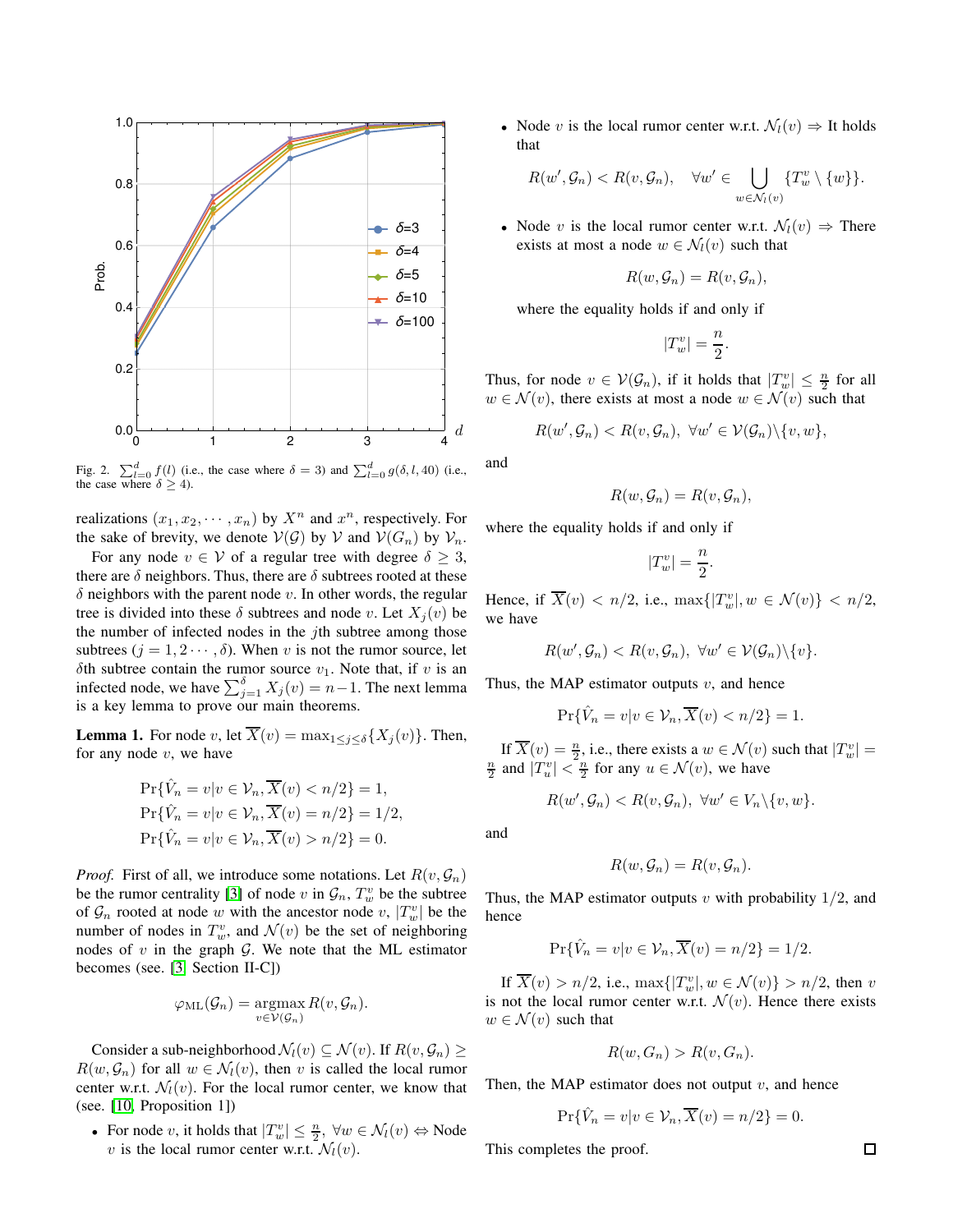1.0
0.8
0.6
0.4
0.2
0.0
Prob.
0
1
2
3
4
d
δ=3
δ=4
δ=5
δ=10
δ=100

Fig. 2. $\sum_{l=0}^{d} f(l)$ (i.e., the case where $\delta = 3$) and $\sum_{l=0}^{d} g(\delta, l, 40)$ (i.e., the case where $\delta \geq 4$).

realizations $(x_1, x_2, \cdots, x_n)$ by $X^n$ and $x^n$, respectively. For the sake of brevity, we denote $\mathcal{V}(\mathcal{G})$ by $\mathcal{V}$ and $\mathcal{V}(G_n)$ by $\mathcal{V}_n$.

For any node $v \in \mathcal{V}$ of a regular tree with degree $\delta \geq 3$, there are $\delta$ neighbors. Thus, there are $\delta$ subtrees rooted at these $\delta$ neighbors with the parent node $v$. In other words, the regular tree is divided into these $\delta$ subtrees and node $v$. Let $X_j(v)$ be the number of infected nodes in the $j$th subtree among those subtrees $(j = 1, 2 \cdots, \delta)$. When $v$ is not the rumor source, let $\delta$th subtree contain the rumor source $v_1$. Note that, if $v$ is an infected node, we have $\sum_{j=1}^{\delta} X_j(v) = n-1$. The next lemma is a key lemma to prove our main theorems.

**Lemma 1.** For node $v$, let $\overline{X}(v) = \max_{1 \leq j \leq \delta}\{X_j(v)\}$. Then, for any node $v$, we have

$$\Pr\{\hat{V}_n = v | v \in \mathcal{V}_n, \overline{X}(v) < n/2\} = 1,$$
$$\Pr\{\hat{V}_n = v | v \in \mathcal{V}_n, \overline{X}(v) = n/2\} = 1/2,$$
$$\Pr\{\hat{V}_n = v | v \in \mathcal{V}_n, \overline{X}(v) > n/2\} = 0.$$

*Proof.* First of all, we introduce some notations. Let $R(v, \mathcal{G}_n)$ be the rumor centrality [3] of node $v$ in $\mathcal{G}_n$, $T_w^v$ be the subtree of $\mathcal{G}_n$ rooted at node $w$ with the ancestor node $v$, $|T_w^v|$ be the number of nodes in $T_w^v$, and $\mathcal{N}(v)$ be the set of neighboring nodes of $v$ in the graph $\mathcal{G}$. We note that the ML estimator becomes (see. [3, Section II-C])

$$\varphi_{\text{ML}}(\mathcal{G}_n) = \underset{v \in \mathcal{V}(\mathcal{G}_n)}{\operatorname{argmax}} R(v, \mathcal{G}_n).$$

Consider a sub-neighborhood $\mathcal{N}_l(v) \subseteq \mathcal{N}(v)$. If $R(v, \mathcal{G}_n) \geq R(w, \mathcal{G}_n)$ for all $w \in \mathcal{N}_l(v)$, then $v$ is called the local rumor center w.r.t. $\mathcal{N}_l(v)$. For the local rumor center, we know that (see. [10, Proposition 1])

- For node $v$, it holds that $|T_w^v| \leq \frac{n}{2}$, $\forall w \in \mathcal{N}_l(v) \Leftrightarrow$ Node $v$ is the local rumor center w.r.t. $\mathcal{N}_l(v)$.
- Node $v$ is the local rumor center w.r.t. $\mathcal{N}_l(v) \Rightarrow$ It holds that

$$R(w', \mathcal{G}_n) < R(v, \mathcal{G}_n), \quad \forall w' \in \bigcup_{w \in \mathcal{N}_l(v)} \{T_w^v \setminus \{w\}\}.$$

- Node $v$ is the local rumor center w.r.t. $\mathcal{N}_l(v) \Rightarrow$ There exists at most a node $w \in \mathcal{N}_l(v)$ such that

$$R(w, \mathcal{G}_n) = R(v, \mathcal{G}_n),$$

where the equality holds if and only if

$$|T_w^v| = \frac{n}{2}.$$

Thus, for node $v \in \mathcal{V}(\mathcal{G}_n)$, if it holds that $|T_w^v| \leq \frac{n}{2}$ for all $w \in \mathcal{N}(v)$, there exists at most a node $w \in \mathcal{N}(v)$ such that

$$R(w', \mathcal{G}_n) < R(v, \mathcal{G}_n), \ \forall w' \in \mathcal{V}(\mathcal{G}_n) \backslash \{v, w\},$$

and

$$R(w, \mathcal{G}_n) = R(v, \mathcal{G}_n),$$

where the equality holds if and only if

$$|T_w^v| = \frac{n}{2}.$$

Hence, if $\overline{X}(v) < n/2$, i.e., $\max\{|T_w^v|, w \in \mathcal{N}(v)\} < n/2$, we have

$$R(w', \mathcal{G}_n) < R(v, \mathcal{G}_n), \ \forall w' \in \mathcal{V}(\mathcal{G}_n) \backslash \{v\}.$$

Thus, the MAP estimator outputs $v$, and hence

$$\Pr\{\hat{V}_n = v | v \in \mathcal{V}_n, \overline{X}(v) < n/2\} = 1.$$

If $\overline{X}(v) = \frac{n}{2}$, i.e., there exists a $w \in \mathcal{N}(v)$ such that $|T_w^v| = \frac{n}{2}$ and $|T_u^v| < \frac{n}{2}$ for any $u \in \mathcal{N}(v)$, we have

$$R(w', \mathcal{G}_n) < R(v, \mathcal{G}_n), \ \forall w' \in V_n \backslash \{v, w\}.$$

and

$$R(w, \mathcal{G}_n) = R(v, \mathcal{G}_n).$$

Thus, the MAP estimator outputs $v$ with probability $1/2$, and hence

$$\Pr\{\hat{V}_n = v | v \in \mathcal{V}_n, \overline{X}(v) = n/2\} = 1/2.$$

If $\overline{X}(v) > n/2$, i.e., $\max\{|T_w^v|, w \in \mathcal{N}(v)\} > n/2$, then $v$ is not the local rumor center w.r.t. $\mathcal{N}(v)$. Hence there exists $w \in \mathcal{N}(v)$ such that

$$R(w, G_n) > R(v, G_n).$$

Then, the MAP estimator does not output $v$, and hence

$$\Pr\{\hat{V}_n = v | v \in \mathcal{V}_n, \overline{X}(v) = n/2\} = 0.$$

This completes the proof. ◻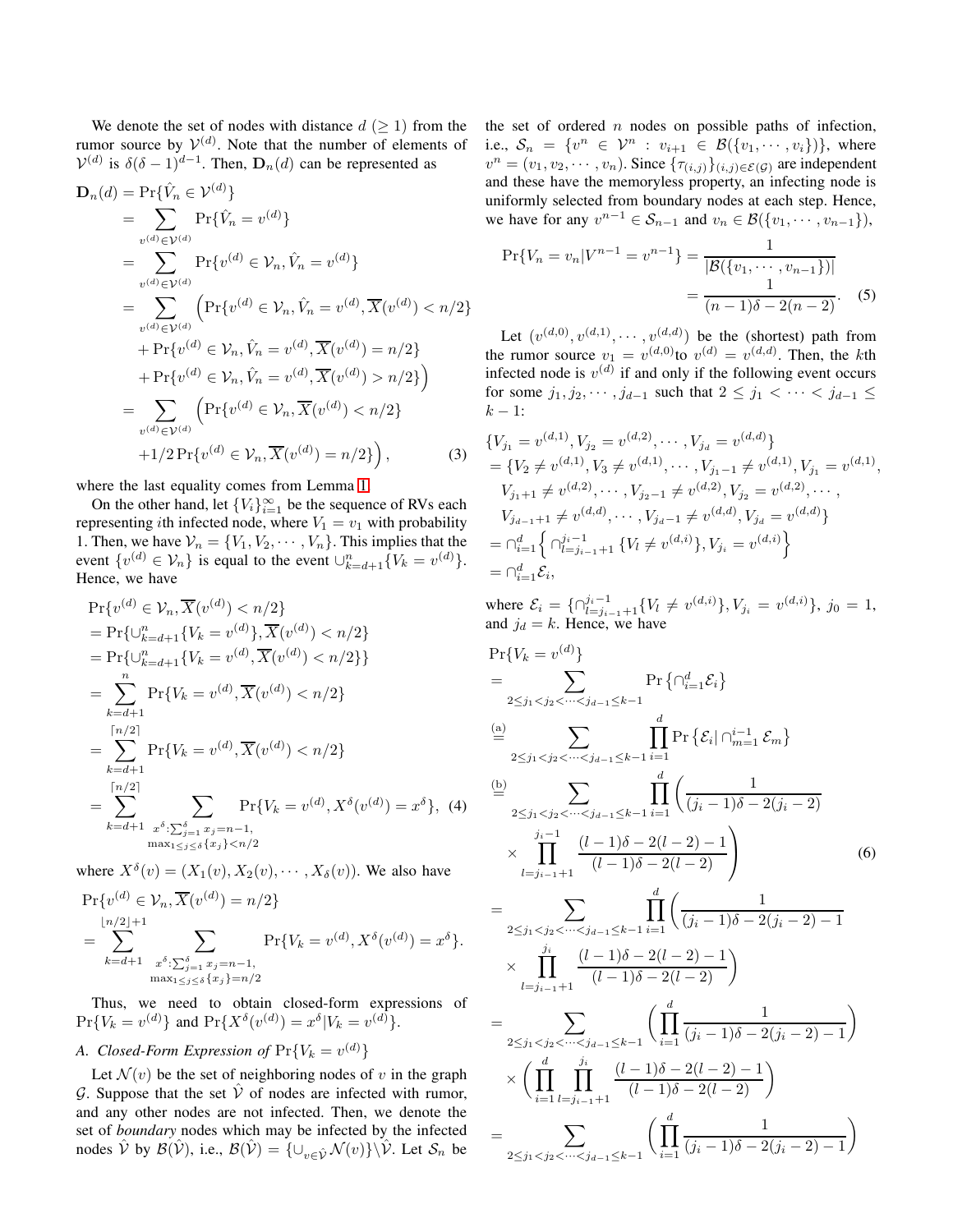We denote the set of nodes with distance $d$ ($\geq 1$) from the rumor source by $\mathcal{V}^{(d)}$. Note that the number of elements of $\mathcal{V}^{(d)}$ is $\delta(\delta-1)^{d-1}$. Then, $\mathbf{D}_n(d)$ can be represented as

$$
\begin{aligned}
\mathbf{D}_n(d) &= \Pr\{\hat{V}_n \in \mathcal{V}^{(d)}\} \\
&= \sum_{v^{(d)} \in \mathcal{V}^{(d)}} \Pr\{\hat{V}_n = v^{(d)}\} \\
&= \sum_{v^{(d)} \in \mathcal{V}^{(d)}} \Pr\{v^{(d)} \in \mathcal{V}_n, \hat{V}_n = v^{(d)}\} \\
&= \sum_{v^{(d)} \in \mathcal{V}^{(d)}} \Big( \Pr\{v^{(d)} \in \mathcal{V}_n, \hat{V}_n = v^{(d)}, \overline{X}(v^{(d)}) < n/2\} \\
&\quad + \Pr\{v^{(d)} \in \mathcal{V}_n, \hat{V}_n = v^{(d)}, \overline{X}(v^{(d)}) = n/2\} \\
&\quad + \Pr\{v^{(d)} \in \mathcal{V}_n, \hat{V}_n = v^{(d)}, \overline{X}(v^{(d)}) > n/2\} \Big) \\
&= \sum_{v^{(d)} \in \mathcal{V}^{(d)}} \Big( \Pr\{v^{(d)} \in \mathcal{V}_n, \overline{X}(v^{(d)}) < n/2\} \\
&\quad + 1/2 \Pr\{v^{(d)} \in \mathcal{V}_n, \overline{X}(v^{(d)}) = n/2\} \Big), \qquad (3)
\end{aligned}
$$

where the last equality comes from Lemma 1.

On the other hand, let $\{V_i\}_{i=1}^{\infty}$ be the sequence of RVs each representing $i$th infected node, where $V_1 = v_1$ with probability 1. Then, we have $\mathcal{V}_n = \{V_1, V_2, \cdots, V_n\}$. This implies that the event $\{v^{(d)} \in \mathcal{V}_n\}$ is equal to the event $\cup_{k=d+1}^{n}\{V_k = v^{(d)}\}$. Hence, we have

$$
\begin{aligned}
&\Pr\{v^{(d)} \in \mathcal{V}_n, \overline{X}(v^{(d)}) < n/2\} \\
&= \Pr\{\cup_{k=d+1}^{n}\{V_k = v^{(d)}\}, \overline{X}(v^{(d)}) < n/2\} \\
&= \Pr\{\cup_{k=d+1}^{n}\{V_k = v^{(d)}, \overline{X}(v^{(d)}) < n/2\}\} \\
&= \sum_{k=d+1}^{n} \Pr\{V_k = v^{(d)}, \overline{X}(v^{(d)}) < n/2\} \\
&= \sum_{k=d+1}^{\lceil n/2 \rceil} \Pr\{V_k = v^{(d)}, \overline{X}(v^{(d)}) < n/2\} \\
&= \sum_{k=d+1}^{\lceil n/2 \rceil} \sum_{\substack{x^\delta : \sum_{j=1}^{\delta} x_j = n-1, \\ \max_{1\leq j \leq \delta}\{x_j\} < n/2}} \Pr\{V_k = v^{(d)}, X^\delta(v^{(d)}) = x^\delta\}, \qquad (4)
\end{aligned}
$$

where $X^\delta(v) = (X_1(v), X_2(v), \cdots, X_\delta(v))$. We also have

$$
\begin{aligned}
&\Pr\{v^{(d)} \in \mathcal{V}_n, \overline{X}(v^{(d)}) = n/2\} \\
&= \sum_{k=d+1}^{\lfloor n/2 \rfloor + 1} \sum_{\substack{x^\delta : \sum_{j=1}^{\delta} x_j = n-1, \\ \max_{1\leq j \leq \delta}\{x_j\} = n/2}} \Pr\{V_k = v^{(d)}, X^\delta(v^{(d)}) = x^\delta\}.
\end{aligned}
$$

Thus, we need to obtain closed-form expressions of $\Pr\{V_k = v^{(d)}\}$ and $\Pr\{X^\delta(v^{(d)}) = x^\delta | V_k = v^{(d)}\}$.

### A. Closed-Form Expression of $\Pr\{V_k = v^{(d)}\}$

Let $\mathcal{N}(v)$ be the set of neighboring nodes of $v$ in the graph $\mathcal{G}$. Suppose that the set $\hat{\mathcal{V}}$ of nodes are infected with rumor, and any other nodes are not infected. Then, we denote the set of *boundary* nodes which may be infected by the infected nodes $\hat{\mathcal{V}}$ by $\mathcal{B}(\hat{\mathcal{V}})$, i.e., $\mathcal{B}(\hat{\mathcal{V}}) = \{\cup_{v \in \hat{\mathcal{V}}} \mathcal{N}(v)\} \backslash \hat{\mathcal{V}}$. Let $\mathcal{S}_n$ be the set of ordered $n$ nodes on possible paths of infection, i.e., $\mathcal{S}_n = \{v^n \in \mathcal{V}^n : v_{i+1} \in \mathcal{B}(\{v_1, \cdots, v_i\})\}$, where $v^n = (v_1, v_2, \cdots, v_n)$. Since $\{\tau_{(i,j)}\}_{(i,j) \in \mathcal{E}(\mathcal{G})}$ are independent and these have the memoryless property, an infecting node is uniformly selected from boundary nodes at each step. Hence, we have for any $v^{n-1} \in \mathcal{S}_{n-1}$ and $v_n \in \mathcal{B}(\{v_1, \cdots, v_{n-1}\})$,

$$
\begin{aligned}
\Pr\{V_n = v_n | V^{n-1} = v^{n-1}\} &= \frac{1}{|\mathcal{B}(\{v_1, \cdots, v_{n-1}\})|} \\
&= \frac{1}{(n-1)\delta - 2(n-2)}. \qquad (5)
\end{aligned}
$$

Let $(v^{(d,0)}, v^{(d,1)}, \cdots, v^{(d,d)})$ be the (shortest) path from the rumor source $v_1 = v^{(d,0)}$to $v^{(d)} = v^{(d,d)}$. Then, the $k$th infected node is $v^{(d)}$ if and only if the following event occurs for some $j_1, j_2, \cdots, j_{d-1}$ such that $2 \leq j_1 < \cdots < j_{d-1} \leq k-1$:

$$
\begin{aligned}
&\{V_{j_1} = v^{(d,1)}, V_{j_2} = v^{(d,2)}, \cdots, V_{j_d} = v^{(d,d)}\} \\
&= \{V_2 \neq v^{(d,1)}, V_3 \neq v^{(d,1)}, \cdots, V_{j_1 - 1} \neq v^{(d,1)}, V_{j_1} = v^{(d,1)}, \\
&\quad V_{j_1+1} \neq v^{(d,2)}, \cdots, V_{j_2 - 1} \neq v^{(d,2)}, V_{j_2} = v^{(d,2)}, \cdots, \\
&\quad V_{j_{d-1}+1} \neq v^{(d,d)}, \cdots, V_{j_d - 1} \neq v^{(d,d)}, V_{j_d} = v^{(d,d)}\} \\
&= \cap_{i=1}^{d} \Big\{ \cap_{l=j_{i-1}+1}^{j_i - 1} \{V_l \neq v^{(d,i)}\}, V_{j_i} = v^{(d,i)} \Big\} \\
&= \cap_{i=1}^{d} \mathcal{E}_i,
\end{aligned}
$$

where $\mathcal{E}_i = \{\cap_{l=j_{i-1}+1}^{j_i - 1}\{V_l \neq v^{(d,i)}\}, V_{j_i} = v^{(d,i)}\}$, $j_0 = 1$, and $j_d = k$. Hence, we have

$$
\begin{aligned}
&\Pr\{V_k = v^{(d)}\} \\
&= \sum_{2 \leq j_1 < j_2 < \cdots < j_{d-1} \leq k-1} \Pr\left\{\cap_{i=1}^{d} \mathcal{E}_i\right\} \\
&\overset{(a)}{=} \sum_{2 \leq j_1 < j_2 < \cdots < j_{d-1} \leq k-1} \prod_{i=1}^{d} \Pr\left\{\mathcal{E}_i | \cap_{m=1}^{i-1} \mathcal{E}_m\right\} \\
&\overset{(b)}{=} \sum_{2 \leq j_1 < j_2 < \cdots < j_{d-1} \leq k-1} \prod_{i=1}^{d} \bigg( \frac{1}{(j_i - 1)\delta - 2(j_i - 2)} \\
&\quad \times \prod_{l=j_{i-1}+1}^{j_i - 1} \frac{(l-1)\delta - 2(l-2) - 1}{(l-1)\delta - 2(l-2)} \bigg) \qquad (6) \\
&= \sum_{2 \leq j_1 < j_2 < \cdots < j_{d-1} \leq k-1} \prod_{i=1}^{d} \bigg( \frac{1}{(j_i - 1)\delta - 2(j_i - 2) - 1} \\
&\quad \times \prod_{l=j_{i-1}+1}^{j_i} \frac{(l-1)\delta - 2(l-2) - 1}{(l-1)\delta - 2(l-2)} \bigg) \\
&= \sum_{2 \leq j_1 < j_2 < \cdots < j_{d-1} \leq k-1} \bigg( \prod_{i=1}^{d} \frac{1}{(j_i - 1)\delta - 2(j_i - 2) - 1} \bigg) \\
&\quad \times \bigg( \prod_{i=1}^{d} \prod_{l=j_{i-1}+1}^{j_i} \frac{(l-1)\delta - 2(l-2) - 1}{(l-1)\delta - 2(l-2)} \bigg) \\
&= \sum_{2 \leq j_1 < j_2 < \cdots < j_{d-1} \leq k-1} \bigg( \prod_{i=1}^{d} \frac{1}{(j_i - 1)\delta - 2(j_i - 2) - 1} \bigg)
\end{aligned}
$$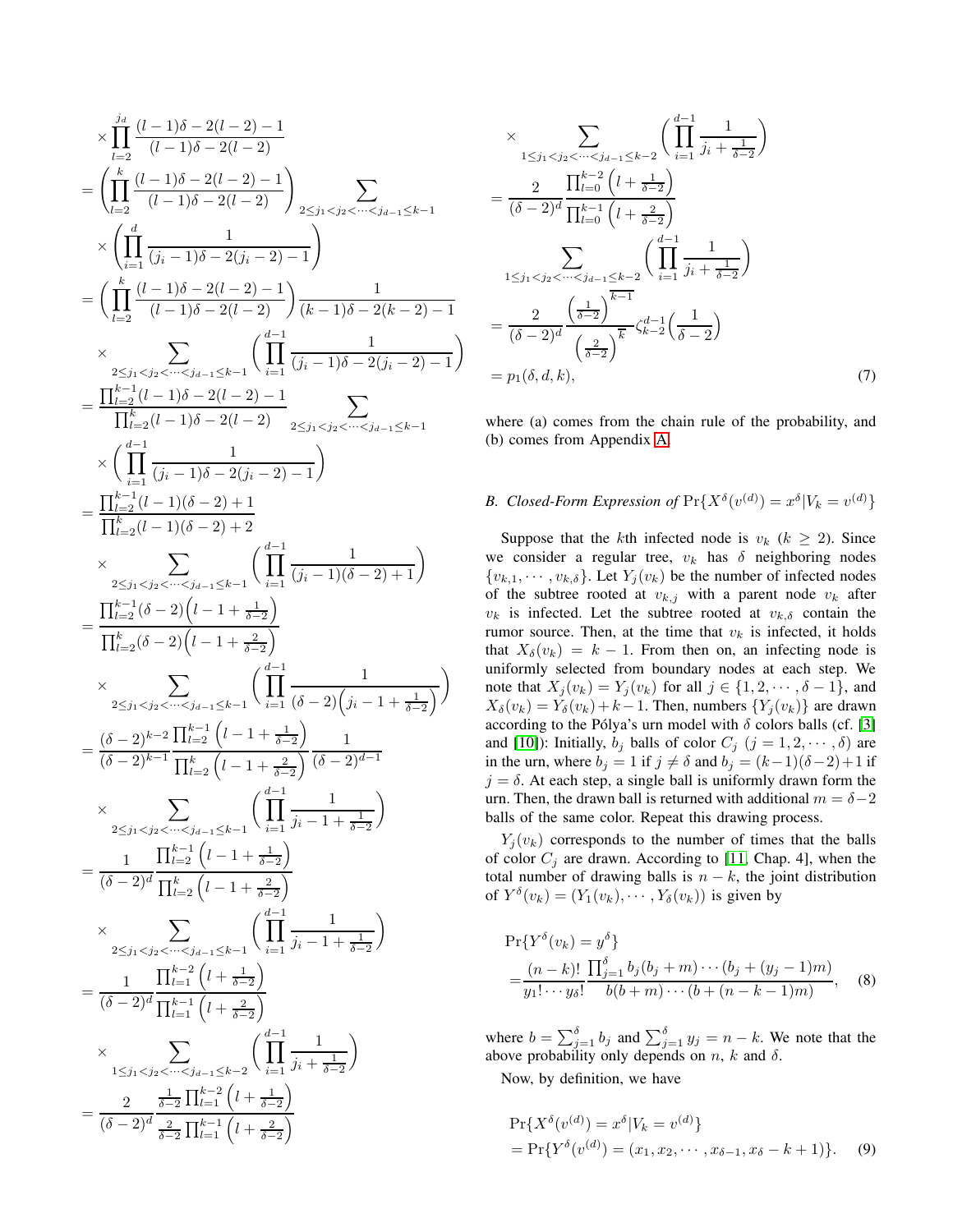$$
\begin{aligned}
&\times \prod_{l=2}^{j_d} \frac{(l-1)\delta - 2(l-2) - 1}{(l-1)\delta - 2(l-2)} \\
&= \left( \prod_{l=2}^{k} \frac{(l-1)\delta - 2(l-2) - 1}{(l-1)\delta - 2(l-2)} \right) \sum_{2 \le j_1 < j_2 < \cdots < j_{d-1} \le k-1} \\
&\quad \times \left( \prod_{i=1}^{d} \frac{1}{(j_i - 1)\delta - 2(j_i - 2) - 1} \right) \\
&= \left( \prod_{l=2}^{k} \frac{(l-1)\delta - 2(l-2) - 1}{(l-1)\delta - 2(l-2)} \right) \frac{1}{(k-1)\delta - 2(k-2) - 1} \\
&\quad \times \sum_{2 \le j_1 < j_2 < \cdots < j_{d-1} \le k-1} \left( \prod_{i=1}^{d-1} \frac{1}{(j_i - 1)\delta - 2(j_i - 2) - 1} \right) \\
&= \frac{\prod_{l=2}^{k-1} (l-1)\delta - 2(l-2) - 1}{\prod_{l=2}^{k} (l-1)\delta - 2(l-2)} \sum_{2 \le j_1 < j_2 < \cdots < j_{d-1} \le k-1} \\
&\quad \times \left( \prod_{i=1}^{d-1} \frac{1}{(j_i - 1)\delta - 2(j_i - 2) - 1} \right) \\
&= \frac{\prod_{l=2}^{k-1} (l-1)(\delta - 2) + 1}{\prod_{l=2}^{k} (l-1)(\delta - 2) + 2} \\
&\quad \times \sum_{2 \le j_1 < j_2 < \cdots < j_{d-1} \le k-1} \left( \prod_{i=1}^{d-1} \frac{1}{(j_i - 1)(\delta - 2) + 1} \right) \\
&= \frac{\prod_{l=2}^{k-1} (\delta - 2)\left(l - 1 + \frac{1}{\delta-2}\right)}{\prod_{l=2}^{k} (\delta - 2)\left(l - 1 + \frac{2}{\delta-2}\right)} \\
&\quad \times \sum_{2 \le j_1 < j_2 < \cdots < j_{d-1} \le k-1} \left( \prod_{i=1}^{d-1} \frac{1}{(\delta - 2)\left(j_i - 1 + \frac{1}{\delta-2}\right)} \right) \\
&= \frac{(\delta-2)^{k-2}}{(\delta-2)^{k-1}} \frac{\prod_{l=2}^{k-1} \left(l - 1 + \frac{1}{\delta-2}\right)}{\prod_{l=2}^{k} \left(l - 1 + \frac{2}{\delta-2}\right)} \frac{1}{(\delta-2)^{d-1}} \\
&\quad \times \sum_{2 \le j_1 < j_2 < \cdots < j_{d-1} \le k-1} \left( \prod_{i=1}^{d-1} \frac{1}{j_i - 1 + \frac{1}{\delta-2}} \right) \\
&= \frac{1}{(\delta-2)^{d}} \frac{\prod_{l=2}^{k-1} \left(l - 1 + \frac{1}{\delta-2}\right)}{\prod_{l=2}^{k} \left(l - 1 + \frac{2}{\delta-2}\right)} \\
&\quad \times \sum_{2 \le j_1 < j_2 < \cdots < j_{d-1} \le k-1} \left( \prod_{i=1}^{d-1} \frac{1}{j_i - 1 + \frac{1}{\delta-2}} \right) \\
&= \frac{1}{(\delta-2)^{d}} \frac{\prod_{l=1}^{k-2} \left(l + \frac{1}{\delta-2}\right)}{\prod_{l=1}^{k-1} \left(l + \frac{2}{\delta-2}\right)} \\
&\quad \times \sum_{1 \le j_1 < j_2 < \cdots < j_{d-1} \le k-2} \left( \prod_{i=1}^{d-1} \frac{1}{j_i + \frac{1}{\delta-2}} \right) \\
&= \frac{2}{(\delta-2)^{d}} \frac{\frac{1}{\delta-2} \prod_{l=1}^{k-2} \left(l + \frac{1}{\delta-2}\right)}{\frac{2}{\delta-2} \prod_{l=1}^{k-1} \left(l + \frac{2}{\delta-2}\right)} \\
&\quad \times \sum_{1 \le j_1 < j_2 < \cdots < j_{d-1} \le k-2} \left( \prod_{i=1}^{d-1} \frac{1}{j_i + \frac{1}{\delta-2}} \right) \\
&= \frac{2}{(\delta-2)^{d}} \frac{\prod_{l=0}^{k-2} \left(l + \frac{1}{\delta-2}\right)}{\prod_{l=0}^{k-1} \left(l + \frac{2}{\delta-2}\right)} \\
&\quad \sum_{1 \le j_1 < j_2 < \cdots < j_{d-1} \le k-2} \left( \prod_{i=1}^{d-1} \frac{1}{j_i + \frac{1}{\delta-2}} \right) \\
&= \frac{2}{(\delta-2)^{d}} \frac{\left(\frac{1}{\delta-2}\right)^{\overline{k-1}}}{\left(\frac{2}{\delta-2}\right)^{\overline{k}}} \zeta_{k-2}^{d-1}\left(\frac{1}{\delta-2}\right) \\
&= p_1(\delta, d, k),
\end{aligned} \tag{7}
$$

where (a) comes from the chain rule of the probability, and (b) comes from Appendix A.

### B. Closed-Form Expression of $\Pr\{X^\delta(v^{(d)}) = x^\delta | V_k = v^{(d)}\}$

Suppose that the $k$th infected node is $v_k$ ($k \ge 2$). Since we consider a regular tree, $v_k$ has $\delta$ neighboring nodes $\{v_{k,1}, \cdots, v_{k,\delta}\}$. Let $Y_j(v_k)$ be the number of infected nodes of the subtree rooted at $v_{k,j}$ with a parent node $v_k$ after $v_k$ is infected. Let the subtree rooted at $v_{k,\delta}$ contain the rumor source. Then, at the time that $v_k$ is infected, it holds that $X_\delta(v_k) = k-1$. From then on, an infecting node is uniformly selected from boundary nodes at each step. We note that $X_j(v_k) = Y_j(v_k)$ for all $j \in \{1, 2, \cdots, \delta-1\}$, and $X_\delta(v_k) = Y_\delta(v_k) + k - 1$. Then, numbers $\{Y_j(v_k)\}$ are drawn according to the Pólya's urn model with $\delta$ colors balls (cf. [3] and [10]): Initially, $b_j$ balls of color $C_j$ ($j = 1, 2, \cdots, \delta$) are in the urn, where $b_j = 1$ if $j \ne \delta$ and $b_j = (k-1)(\delta-2)+1$ if $j = \delta$. At each step, a single ball is uniformly drawn form the urn. Then, the drawn ball is returned with additional $m = \delta - 2$ balls of the same color. Repeat this drawing process.

$Y_j(v_k)$ corresponds to the number of times that the balls of color $C_j$ are drawn. According to [11, Chap. 4], when the total number of drawing balls is $n-k$, the joint distribution of $Y^\delta(v_k) = (Y_1(v_k), \cdots, Y_\delta(v_k))$ is given by

$$
\begin{aligned}
&\Pr\{Y^\delta(v_k) = y^\delta\} \\
&= \frac{(n-k)!}{y_1! \cdots y_\delta!} \frac{\prod_{j=1}^{\delta} b_j (b_j + m) \cdots (b_j + (y_j - 1)m)}{b(b+m) \cdots (b + (n-k-1)m)},
\end{aligned} \tag{8}
$$

where $b = \sum_{j=1}^{\delta} b_j$ and $\sum_{j=1}^{\delta} y_j = n - k$. We note that the above probability only depends on $n$, $k$ and $\delta$.

Now, by definition, we have

$$
\begin{aligned}
&\Pr\{X^\delta(v^{(d)}) = x^\delta | V_k = v^{(d)}\} \\
&= \Pr\{Y^\delta(v^{(d)}) = (x_1, x_2, \cdots, x_{\delta-1}, x_\delta - k + 1)\}.
\end{aligned} \tag{9}
$$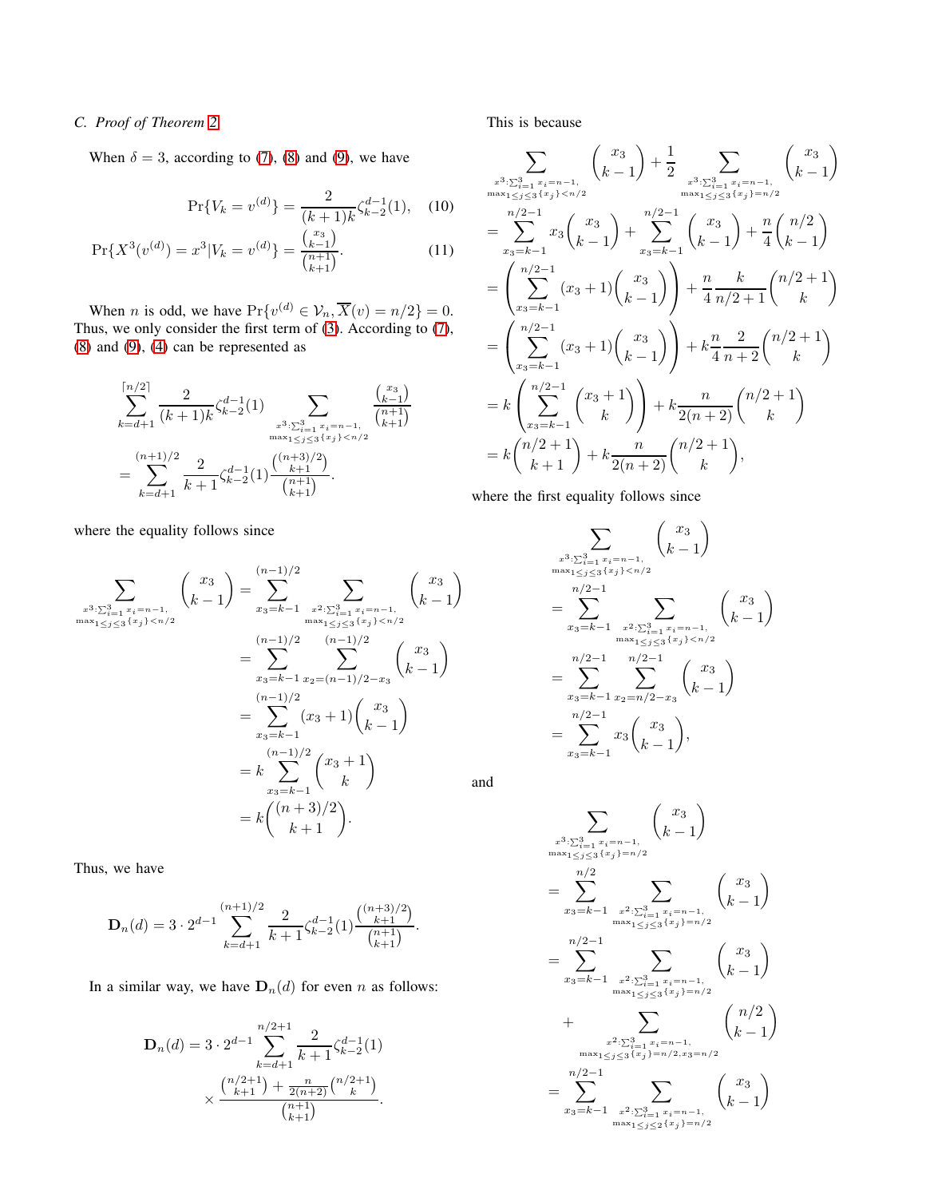### C. Proof of Theorem 2

When $\delta = 3$, according to (7), (8) and (9), we have

$$\Pr\{V_k = v^{(d)}\} = \frac{2}{(k+1)k}\zeta_{k-2}^{d-1}(1), \quad (10)$$

$$\Pr\{X^3(v^{(d)}) = x^3 | V_k = v^{(d)}\} = \frac{\binom{x_3}{k-1}}{\binom{n+1}{k+1}}. \quad (11)$$

When $n$ is odd, we have $\Pr\{v^{(d)} \in \mathcal{V}_n, \overline{X}(v) = n/2\} = 0$. Thus, we only consider the first term of (3). According to (7), (8) and (9), (4) can be represented as

$$\sum_{k=d+1}^{\lceil n/2 \rceil} \frac{2}{(k+1)k}\zeta_{k-2}^{d-1}(1) \sum_{\substack{x^3:\sum_{i=1}^3 x_i = n-1, \\ \max_{1\le j\le 3}\{x_j\} < n/2}} \frac{\binom{x_3}{k-1}}{\binom{n+1}{k+1}}$$

$$= \sum_{k=d+1}^{(n+1)/2} \frac{2}{k+1}\zeta_{k-2}^{d-1}(1)\frac{\binom{(n+3)/2}{k+1}}{\binom{n+1}{k+1}}.$$

where the equality follows since

$$\begin{aligned}
\sum_{\substack{x^3:\sum_{i=1}^3 x_i = n-1, \\ \max_{1\le j\le 3}\{x_j\} < n/2}} \binom{x_3}{k-1} &= \sum_{x_3=k-1}^{(n-1)/2} \sum_{\substack{x^2:\sum_{i=1}^3 x_i = n-1, \\ \max_{1\le j\le 3}\{x_j\} < n/2}} \binom{x_3}{k-1} \\
&= \sum_{x_3=k-1}^{(n-1)/2} \sum_{x_2=(n-1)/2-x_3}^{(n-1)/2} \binom{x_3}{k-1} \\
&= \sum_{x_3=k-1}^{(n-1)/2} (x_3+1)\binom{x_3}{k-1} \\
&= k\sum_{x_3=k-1}^{(n-1)/2} \binom{x_3+1}{k} \\
&= k\binom{(n+3)/2}{k+1}.
\end{aligned}$$

Thus, we have

$$\mathbf{D}_n(d) = 3\cdot 2^{d-1}\sum_{k=d+1}^{(n+1)/2} \frac{2}{k+1}\zeta_{k-2}^{d-1}(1)\frac{\binom{(n+3)/2}{k+1}}{\binom{n+1}{k+1}}.$$

In a similar way, we have $\mathbf{D}_n(d)$ for even $n$ as follows:

$$\mathbf{D}_n(d) = 3\cdot 2^{d-1}\sum_{k=d+1}^{n/2+1} \frac{2}{k+1}\zeta_{k-2}^{d-1}(1) \times \frac{\binom{n/2+1}{k+1} + \frac{n}{2(n+2)}\binom{n/2+1}{k}}{\binom{n+1}{k+1}}.$$

This is because

$$\begin{aligned}
&\sum_{\substack{x^3:\sum_{i=1}^3 x_i = n-1, \\ \max_{1\le j\le 3}\{x_j\} < n/2}} \binom{x_3}{k-1} + \frac{1}{2}\sum_{\substack{x^3:\sum_{i=1}^3 x_i = n-1, \\ \max_{1\le j\le 3}\{x_j\} = n/2}} \binom{x_3}{k-1} \\
&= \sum_{x_3=k-1}^{n/2-1} x_3\binom{x_3}{k-1} + \sum_{x_3=k-1}^{n/2-1}\binom{x_3}{k-1} + \frac{n}{4}\binom{n/2}{k-1} \\
&= \left(\sum_{x_3=k-1}^{n/2-1}(x_3+1)\binom{x_3}{k-1}\right) + \frac{n}{4}\frac{k}{n/2+1}\binom{n/2+1}{k} \\
&= \left(\sum_{x_3=k-1}^{n/2-1}(x_3+1)\binom{x_3}{k-1}\right) + k\frac{n}{4}\frac{2}{n+2}\binom{n/2+1}{k} \\
&= k\left(\sum_{x_3=k-1}^{n/2-1}\binom{x_3+1}{k}\right) + k\frac{n}{2(n+2)}\binom{n/2+1}{k} \\
&= k\binom{n/2+1}{k+1} + k\frac{n}{2(n+2)}\binom{n/2+1}{k},
\end{aligned}$$

where the first equality follows since

$$\begin{aligned}
&\sum_{\substack{x^3:\sum_{i=1}^3 x_i = n-1, \\ \max_{1\le j\le 3}\{x_j\} < n/2}} \binom{x_3}{k-1} \\
&= \sum_{x_3=k-1}^{n/2-1} \sum_{\substack{x^2:\sum_{i=1}^3 x_i = n-1, \\ \max_{1\le j\le 3}\{x_j\} < n/2}} \binom{x_3}{k-1} \\
&= \sum_{x_3=k-1}^{n/2-1} \sum_{x_2=n/2-x_3}^{n/2-1} \binom{x_3}{k-1} \\
&= \sum_{x_3=k-1}^{n/2-1} x_3\binom{x_3}{k-1},
\end{aligned}$$

and

$$\begin{aligned}
&\sum_{\substack{x^3:\sum_{i=1}^3 x_i = n-1, \\ \max_{1\le j\le 3}\{x_j\} = n/2}} \binom{x_3}{k-1} \\
&= \sum_{x_3=k-1}^{n/2} \sum_{\substack{x^2:\sum_{i=1}^3 x_i = n-1, \\ \max_{1\le j\le 3}\{x_j\} = n/2}} \binom{x_3}{k-1} \\
&= \sum_{x_3=k-1}^{n/2-1} \sum_{\substack{x^2:\sum_{i=1}^3 x_i = n-1, \\ \max_{1\le j\le 3}\{x_j\} = n/2}} \binom{x_3}{k-1} \\
&\quad + \sum_{\substack{x^2:\sum_{i=1}^3 x_i = n-1, \\ \max_{1\le j\le 3}\{x_j\} = n/2, x_3 = n/2}} \binom{n/2}{k-1} \\
&= \sum_{x_3=k-1}^{n/2-1} \sum_{\substack{x^2:\sum_{i=1}^3 x_i = n-1, \\ \max_{1\le j\le 2}\{x_j\} = n/2}} \binom{x_3}{k-1}
\end{aligned}$$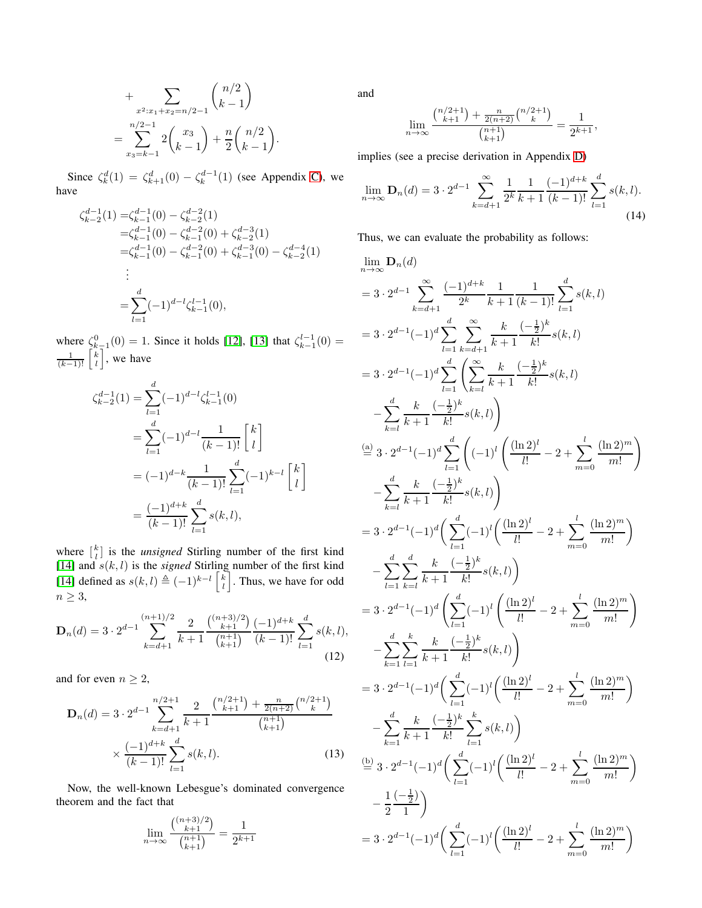$$+ \sum_{x^2:x_1+x_2=n/2-1} \binom{n/2}{k-1}$$

$$= \sum_{x_3=k-1}^{n/2-1} 2\binom{x_3}{k-1} + \frac{n}{2}\binom{n/2}{k-1}.$$

Since $\zeta_k^d(1) = \zeta_{k+1}^d(0) - \zeta_k^{d-1}(1)$ (see Appendix C), we have

$$\begin{aligned}
\zeta_{k-2}^{d-1}(1) =& \zeta_{k-1}^{d-1}(0) - \zeta_{k-2}^{d-2}(1) \\
=& \zeta_{k-1}^{d-1}(0) - \zeta_{k-1}^{d-2}(0) + \zeta_{k-2}^{d-3}(1) \\
=& \zeta_{k-1}^{d-1}(0) - \zeta_{k-1}^{d-2}(0) + \zeta_{k-1}^{d-3}(0) - \zeta_{k-2}^{d-4}(1) \\
& \vdots \\
=& \sum_{l=1}^{d} (-1)^{d-l} \zeta_{k-1}^{l-1}(0),
\end{aligned}$$

where $\zeta_{k-1}^0(0) = 1$. Since it holds [12], [13] that $\zeta_{k-1}^{l-1}(0) = \frac{1}{(k-1)!}\begin{bmatrix} k \\ l \end{bmatrix}$, we have

$$\begin{aligned}
\zeta_{k-2}^{d-1}(1) &= \sum_{l=1}^{d} (-1)^{d-l} \zeta_{k-1}^{l-1}(0) \\
&= \sum_{l=1}^{d} (-1)^{d-l} \frac{1}{(k-1)!} \begin{bmatrix} k \\ l \end{bmatrix} \\
&= (-1)^{d-k} \frac{1}{(k-1)!} \sum_{l=1}^{d} (-1)^{k-l} \begin{bmatrix} k \\ l \end{bmatrix} \\
&= \frac{(-1)^{d+k}}{(k-1)!} \sum_{l=1}^{d} s(k,l),
\end{aligned}$$

where $\begin{bmatrix} k \\ l \end{bmatrix}$ is the *unsigned* Stirling number of the first kind [14] and $s(k,l)$ is the *signed* Stirling number of the first kind [14] defined as $s(k,l) \triangleq (-1)^{k-l}\begin{bmatrix} k \\ l \end{bmatrix}$. Thus, we have for odd $n \geq 3$,

$$\mathbf{D}_n(d) = 3 \cdot 2^{d-1} \sum_{k=d+1}^{(n+1)/2} \frac{2}{k+1} \frac{\binom{(n+3)/2}{k+1}}{\binom{n+1}{k+1}} \frac{(-1)^{d+k}}{(k-1)!} \sum_{l=1}^{d} s(k,l), \tag{12}$$

and for even $n \geq 2$,

$$\mathbf{D}_n(d) = 3 \cdot 2^{d-1} \sum_{k=d+1}^{n/2+1} \frac{2}{k+1} \frac{\binom{n/2+1}{k+1} + \frac{n}{2(n+2)}\binom{n/2+1}{k}}{\binom{n+1}{k+1}} \times \frac{(-1)^{d+k}}{(k-1)!} \sum_{l=1}^{d} s(k,l). \tag{13}$$

Now, the well-known Lebesgue's dominated convergence theorem and the fact that

$$\lim_{n\to\infty} \frac{\binom{(n+3)/2}{k+1}}{\binom{n+1}{k+1}} = \frac{1}{2^{k+1}}$$

and

$$\lim_{n\to\infty} \frac{\binom{n/2+1}{k+1} + \frac{n}{2(n+2)}\binom{n/2+1}{k}}{\binom{n+1}{k+1}} = \frac{1}{2^{k+1}},$$

implies (see a precise derivation in Appendix D)

$$\lim_{n\to\infty} \mathbf{D}_n(d) = 3 \cdot 2^{d-1} \sum_{k=d+1}^{\infty} \frac{1}{2^k} \frac{1}{k+1} \frac{(-1)^{d+k}}{(k-1)!} \sum_{l=1}^{d} s(k,l). \tag{14}$$

Thus, we can evaluate the probability as follows:

$$\begin{aligned}
&\lim_{n\to\infty} \mathbf{D}_n(d) \\
&= 3 \cdot 2^{d-1} \sum_{k=d+1}^{\infty} \frac{(-1)^{d+k}}{2^k} \frac{1}{k+1} \frac{1}{(k-1)!} \sum_{l=1}^{d} s(k,l) \\
&= 3 \cdot 2^{d-1} (-1)^d \sum_{l=1}^{d} \sum_{k=d+1}^{\infty} \frac{k}{k+1} \frac{(-\frac{1}{2})^k}{k!} s(k,l) \\
&= 3 \cdot 2^{d-1} (-1)^d \sum_{l=1}^{d} \left( \sum_{k=l}^{\infty} \frac{k}{k+1} \frac{(-\frac{1}{2})^k}{k!} s(k,l) \right. \\
&\quad \left. - \sum_{k=l}^{d} \frac{k}{k+1} \frac{(-\frac{1}{2})^k}{k!} s(k,l) \right) \\
&\overset{\text{(a)}}{=} 3 \cdot 2^{d-1} (-1)^d \sum_{l=1}^{d} \left( (-1)^l \left( \frac{(\ln 2)^l}{l!} - 2 + \sum_{m=0}^{l} \frac{(\ln 2)^m}{m!} \right) \right. \\
&\quad \left. - \sum_{k=l}^{d} \frac{k}{k+1} \frac{(-\frac{1}{2})^k}{k!} s(k,l) \right) \\
&= 3 \cdot 2^{d-1} (-1)^d \Bigg( \sum_{l=1}^{d} (-1)^l \Bigg( \frac{(\ln 2)^l}{l!} - 2 + \sum_{m=0}^{l} \frac{(\ln 2)^m}{m!} \Bigg) \\
&\quad - \sum_{l=1}^{d} \sum_{k=l}^{d} \frac{k}{k+1} \frac{(-\frac{1}{2})^k}{k!} s(k,l) \Bigg) \\
&= 3 \cdot 2^{d-1} (-1)^d \left( \sum_{l=1}^{d} (-1)^l \left( \frac{(\ln 2)^l}{l!} - 2 + \sum_{m=0}^{l} \frac{(\ln 2)^m}{m!} \right) \right. \\
&\quad \left. - \sum_{k=1}^{d} \sum_{l=1}^{k} \frac{k}{k+1} \frac{(-\frac{1}{2})^k}{k!} s(k,l) \right) \\
&= 3 \cdot 2^{d-1} (-1)^d \Bigg( \sum_{l=1}^{d} (-1)^l \Bigg( \frac{(\ln 2)^l}{l!} - 2 + \sum_{m=0}^{l} \frac{(\ln 2)^m}{m!} \Bigg) \\
&\quad - \sum_{k=1}^{d} \frac{k}{k+1} \frac{(-\frac{1}{2})^k}{k!} \sum_{l=1}^{k} s(k,l) \Bigg) \\
&\overset{\text{(b)}}{=} 3 \cdot 2^{d-1} (-1)^d \Bigg( \sum_{l=1}^{d} (-1)^l \Bigg( \frac{(\ln 2)^l}{l!} - 2 + \sum_{m=0}^{l} \frac{(\ln 2)^m}{m!} \Bigg) \\
&\quad - \frac{1}{2} \frac{(-\frac{1}{2})}{1} \Bigg) \\
&= 3 \cdot 2^{d-1} (-1)^d \Bigg( \sum_{l=1}^{d} (-1)^l \Bigg( \frac{(\ln 2)^l}{l!} - 2 + \sum_{m=0}^{l} \frac{(\ln 2)^m}{m!} \Bigg)
\end{aligned}$$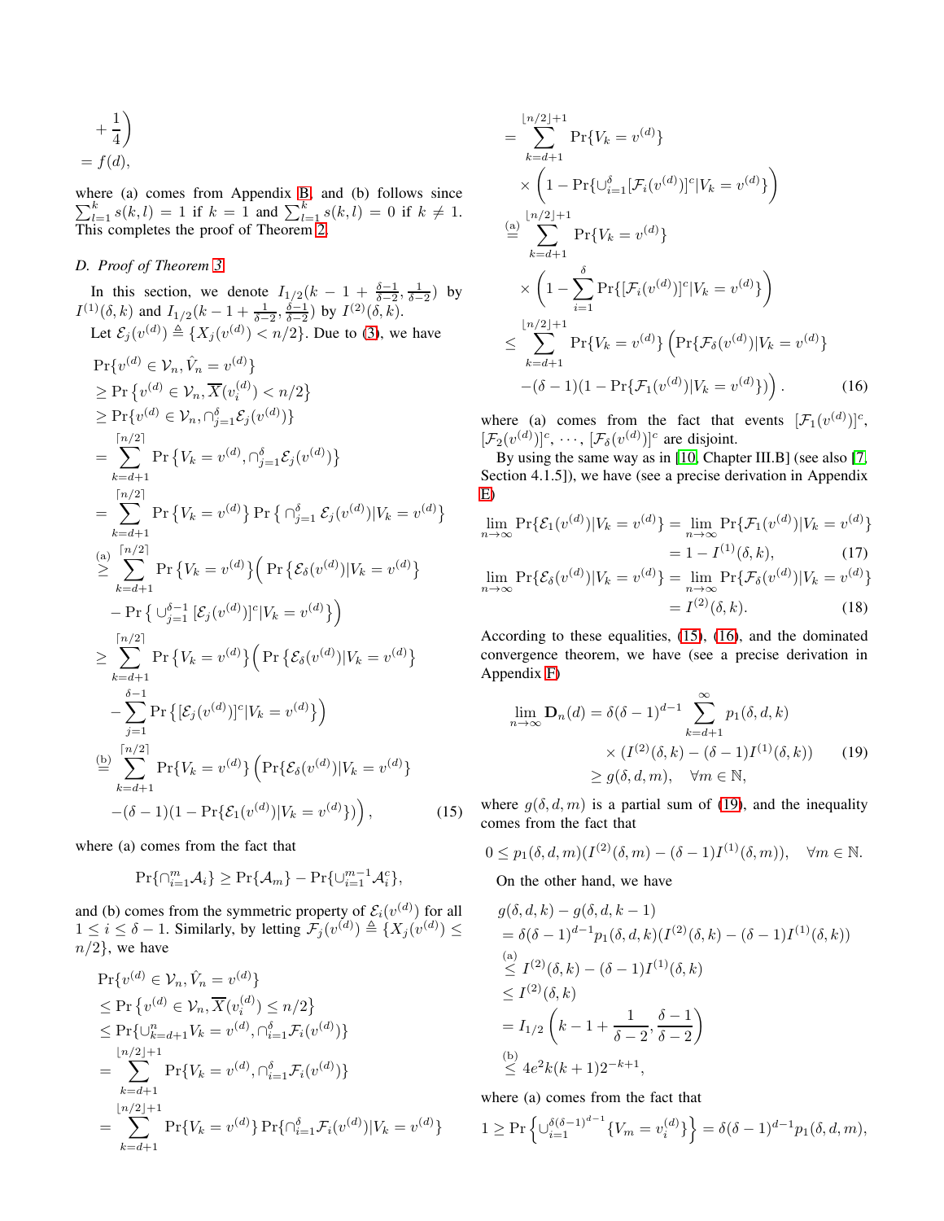$$+\frac{1}{4}\Big)$$

$$= f(d),$$

where (a) comes from Appendix B, and (b) follows since $\sum_{l=1}^{k} s(k,l) = 1$ if $k=1$ and $\sum_{l=1}^{k} s(k,l) = 0$ if $k \neq 1$. This completes the proof of Theorem 2.

### D. Proof of Theorem 3

In this section, we denote $I_{1/2}(k-1+\frac{\delta-1}{\delta-2}, \frac{1}{\delta-2})$ by $I^{(1)}(\delta,k)$ and $I_{1/2}(k-1+\frac{1}{\delta-2}, \frac{\delta-1}{\delta-2})$ by $I^{(2)}(\delta,k)$.

Let $\mathcal{E}_j(v^{(d)}) \triangleq \{X_j(v^{(d)}) < n/2\}$. Due to (3), we have

$$
\begin{aligned}
&\Pr\{v^{(d)} \in \mathcal{V}_n, \hat{V}_n = v^{(d)}\} \\
&\geq \Pr\left\{v^{(d)} \in \mathcal{V}_n, \overline{X}(v_i^{(d)}) < n/2\right\} \\
&\geq \Pr\{v^{(d)} \in \mathcal{V}_n, \cap_{j=1}^{\delta} \mathcal{E}_j(v^{(d)})\} \\
&= \sum_{k=d+1}^{\lceil n/2 \rceil} \Pr\left\{V_k = v^{(d)}, \cap_{j=1}^{\delta} \mathcal{E}_j(v^{(d)})\right\} \\
&= \sum_{k=d+1}^{\lceil n/2 \rceil} \Pr\left\{V_k = v^{(d)}\right\} \Pr\left\{\cap_{j=1}^{\delta} \mathcal{E}_j(v^{(d)}) | V_k = v^{(d)}\right\} \\
&\overset{\text{(a)}}{\geq} \sum_{k=d+1}^{\lceil n/2 \rceil} \Pr\left\{V_k = v^{(d)}\right\} \Big( \Pr\left\{\mathcal{E}_\delta(v^{(d)}) | V_k = v^{(d)}\right\} \\
&\quad - \Pr\left\{\cup_{j=1}^{\delta-1} [\mathcal{E}_j(v^{(d)})]^c | V_k = v^{(d)}\right\} \Big) \\
&\geq \sum_{k=d+1}^{\lceil n/2 \rceil} \Pr\left\{V_k = v^{(d)}\right\} \Big( \Pr\left\{\mathcal{E}_\delta(v^{(d)}) | V_k = v^{(d)}\right\} \\
&\quad - \sum_{j=1}^{\delta-1} \Pr\left\{[\mathcal{E}_j(v^{(d)})]^c | V_k = v^{(d)}\right\} \Big) \\
&\overset{\text{(b)}}{=} \sum_{k=d+1}^{\lceil n/2 \rceil} \Pr\{V_k = v^{(d)}\} \Big( \Pr\{\mathcal{E}_\delta(v^{(d)}) | V_k = v^{(d)}\} \\
&\quad - (\delta-1)(1 - \Pr\{\mathcal{E}_1(v^{(d)}) | V_k = v^{(d)}\}) \Big), \qquad (15)
\end{aligned}
$$

where (a) comes from the fact that

$$\Pr\{\cap_{i=1}^{m} \mathcal{A}_i\} \geq \Pr\{\mathcal{A}_m\} - \Pr\{\cup_{i=1}^{m-1} \mathcal{A}_i^c\},$$

and (b) comes from the symmetric property of $\mathcal{E}_i(v^{(d)})$ for all $1 \leq i \leq \delta - 1$. Similarly, by letting $\mathcal{F}_j(v^{(d)}) \triangleq \{X_j(v^{(d)}) \leq n/2\}$, we have

$$
\begin{aligned}
&\Pr\{v^{(d)} \in \mathcal{V}_n, \hat{V}_n = v^{(d)}\} \\
&\leq \Pr\left\{v^{(d)} \in \mathcal{V}_n, \overline{X}(v_i^{(d)}) \leq n/2\right\} \\
&\leq \Pr\{\cup_{k=d+1}^{n} V_k = v^{(d)}, \cap_{i=1}^{\delta} \mathcal{F}_i(v^{(d)})\} \\
&= \sum_{k=d+1}^{\lfloor n/2 \rfloor + 1} \Pr\{V_k = v^{(d)}, \cap_{i=1}^{\delta} \mathcal{F}_i(v^{(d)})\} \\
&= \sum_{k=d+1}^{\lfloor n/2 \rfloor + 1} \Pr\{V_k = v^{(d)}\} \Pr\{\cap_{i=1}^{\delta} \mathcal{F}_i(v^{(d)}) | V_k = v^{(d)}\} \\
&= \sum_{k=d+1}^{\lfloor n/2 \rfloor + 1} \Pr\{V_k = v^{(d)}\} \\
&\quad \times \left(1 - \Pr\{\cup_{i=1}^{\delta} [\mathcal{F}_i(v^{(d)})]^c | V_k = v^{(d)}\}\right) \\
&\overset{\text{(a)}}{=} \sum_{k=d+1}^{\lfloor n/2 \rfloor + 1} \Pr\{V_k = v^{(d)}\} \\
&\quad \times \left(1 - \sum_{i=1}^{\delta} \Pr\{[\mathcal{F}_i(v^{(d)})]^c | V_k = v^{(d)}\}\right) \\
&\leq \sum_{k=d+1}^{\lfloor n/2 \rfloor + 1} \Pr\{V_k = v^{(d)}\} \Big( \Pr\{\mathcal{F}_\delta(v^{(d)}) | V_k = v^{(d)}\} \\
&\quad - (\delta-1)(1 - \Pr\{\mathcal{F}_1(v^{(d)}) | V_k = v^{(d)}\}) \Big). \qquad (16)
\end{aligned}
$$

where (a) comes from the fact that events $[\mathcal{F}_1(v^{(d)})]^c$, $[\mathcal{F}_2(v^{(d)})]^c$, $\cdots$, $[\mathcal{F}_\delta(v^{(d)})]^c$ are disjoint.

By using the same way as in [10, Chapter III.B] (see also [7, Section 4.1.5]), we have (see a precise derivation in Appendix E)

$$
\begin{aligned}
\lim_{n\to\infty} \Pr\{\mathcal{E}_1(v^{(d)}) | V_k = v^{(d)}\} &= \lim_{n\to\infty} \Pr\{\mathcal{F}_1(v^{(d)}) | V_k = v^{(d)}\} \\
&= 1 - I^{(1)}(\delta,k), \qquad (17) \\
\lim_{n\to\infty} \Pr\{\mathcal{E}_\delta(v^{(d)}) | V_k = v^{(d)}\} &= \lim_{n\to\infty} \Pr\{\mathcal{F}_\delta(v^{(d)}) | V_k = v^{(d)}\} \\
&= I^{(2)}(\delta,k). \qquad (18)
\end{aligned}
$$

According to these equalities, (15), (16), and the dominated convergence theorem, we have (see a precise derivation in Appendix F)

$$
\begin{aligned}
\lim_{n\to\infty} \mathbf{D}_n(d) &= \delta(\delta-1)^{d-1} \sum_{k=d+1}^{\infty} p_1(\delta,d,k) \\
&\quad \times (I^{(2)}(\delta,k) - (\delta-1) I^{(1)}(\delta,k)) \qquad (19) \\
&\geq g(\delta,d,m), \quad \forall m \in \mathbb{N},
\end{aligned}
$$

where $g(\delta,d,m)$ is a partial sum of (19), and the inequality comes from the fact that

$$0 \leq p_1(\delta,d,m)(I^{(2)}(\delta,m) - (\delta-1)I^{(1)}(\delta,m)), \quad \forall m \in \mathbb{N}.$$

On the other hand, we have

$$
\begin{aligned}
&g(\delta,d,k) - g(\delta,d,k-1) \\
&= \delta(\delta-1)^{d-1} p_1(\delta,d,k)(I^{(2)}(\delta,k) - (\delta-1)I^{(1)}(\delta,k)) \\
&\overset{\text{(a)}}{\leq} I^{(2)}(\delta,k) - (\delta-1)I^{(1)}(\delta,k) \\
&\leq I^{(2)}(\delta,k) \\
&= I_{1/2}\left(k-1+\frac{1}{\delta-2}, \frac{\delta-1}{\delta-2}\right) \\
&\overset{\text{(b)}}{\leq} 4e^2 k(k+1) 2^{-k+1},
\end{aligned}
$$

where (a) comes from the fact that

$$1 \geq \Pr\left\{\cup_{i=1}^{\delta(\delta-1)^{d-1}} \{V_m = v_i^{(d)}\}\right\} = \delta(\delta-1)^{d-1} p_1(\delta,d,m),$$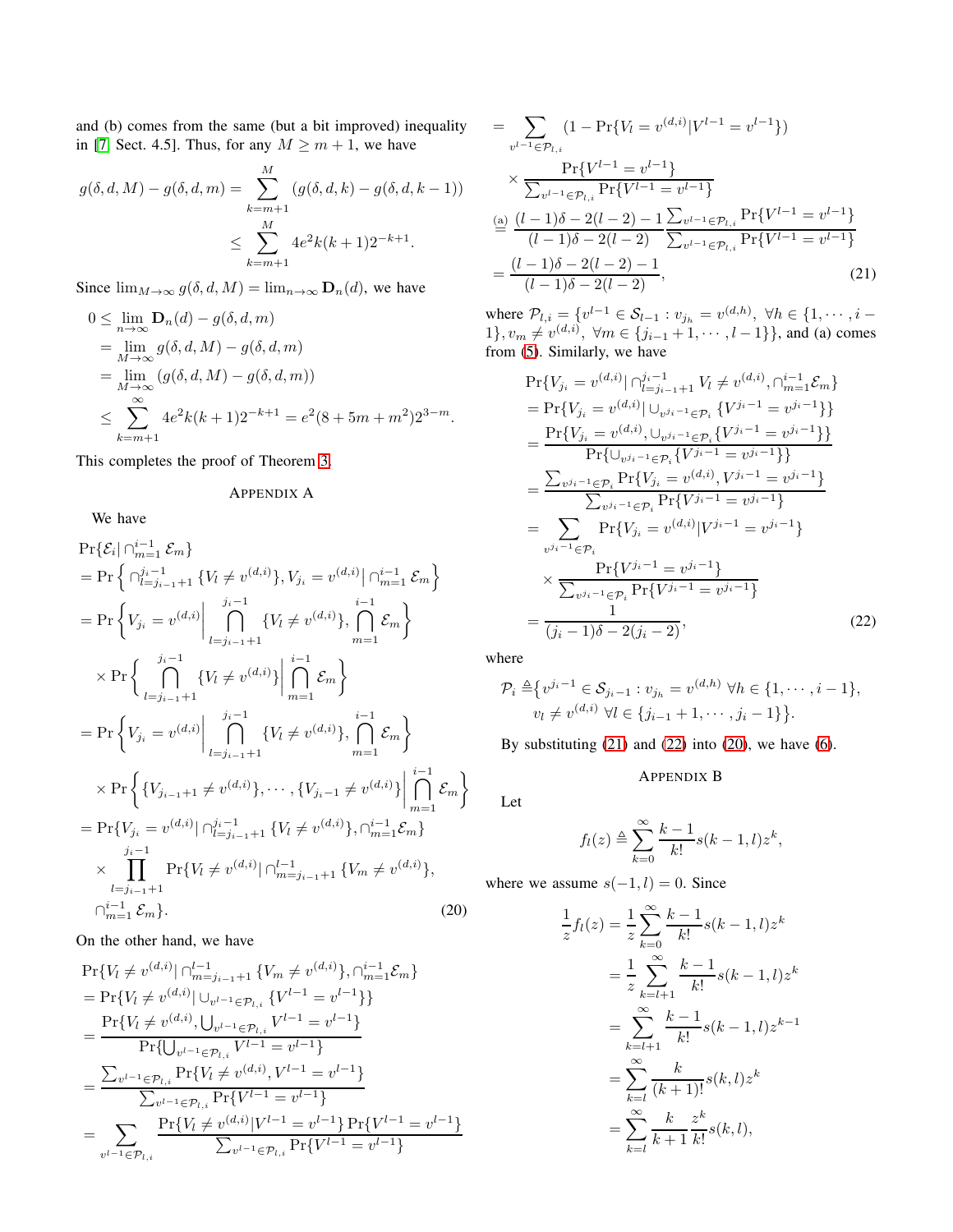and (b) comes from the same (but a bit improved) inequality in [7, Sect. 4.5]. Thus, for any $M \geq m+1$, we have

$$
\begin{aligned}
g(\delta,d,M) - g(\delta,d,m) &= \sum_{k=m+1}^{M} (g(\delta,d,k) - g(\delta,d,k-1)) \\
&\leq \sum_{k=m+1}^{M} 4e^2 k(k+1)2^{-k+1}.
\end{aligned}
$$

Since $\lim_{M\to\infty} g(\delta,d,M) = \lim_{n\to\infty} \mathbf{D}_n(d)$, we have

$$
\begin{aligned}
0 &\leq \lim_{n\to\infty} \mathbf{D}_n(d) - g(\delta,d,m) \\
&= \lim_{M\to\infty} g(\delta,d,M) - g(\delta,d,m) \\
&= \lim_{M\to\infty} (g(\delta,d,M) - g(\delta,d,m)) \\
&\leq \sum_{k=m+1}^{\infty} 4e^2 k(k+1)2^{-k+1} = e^2(8+5m+m^2)2^{3-m}.
\end{aligned}
$$

This completes the proof of Theorem 3.

## Appendix A

We have

$$
\begin{aligned}
&\Pr\{\mathcal{E}_i | \cap_{m=1}^{i-1} \mathcal{E}_m\} \\
&= \Pr\left\{ \cap_{l=j_{i-1}+1}^{j_i-1} \{V_l \neq v^{(d,i)}\}, V_{j_i} = v^{(d,i)} \middle| \cap_{m=1}^{i-1} \mathcal{E}_m \right\} \\
&= \Pr\left\{ V_{j_i} = v^{(d,i)} \middle| \bigcap_{l=j_{i-1}+1}^{j_i-1} \{V_l \neq v^{(d,i)}\}, \bigcap_{m=1}^{i-1} \mathcal{E}_m \right\} \\
&\quad \times \Pr\left\{ \bigcap_{l=j_{i-1}+1}^{j_i-1} \{V_l \neq v^{(d,i)}\} \middle| \bigcap_{m=1}^{i-1} \mathcal{E}_m \right\} \\
&= \Pr\left\{ V_{j_i} = v^{(d,i)} \middle| \bigcap_{l=j_{i-1}+1}^{j_i-1} \{V_l \neq v^{(d,i)}\}, \bigcap_{m=1}^{i-1} \mathcal{E}_m \right\} \\
&\quad \times \Pr\left\{ \{V_{j_{i-1}+1} \neq v^{(d,i)}\}, \cdots, \{V_{j_i-1} \neq v^{(d,i)}\} \middle| \bigcap_{m=1}^{i-1} \mathcal{E}_m \right\} \\
&= \Pr\{V_{j_i} = v^{(d,i)} | \cap_{l=j_{i-1}+1}^{j_i-1} \{V_l \neq v^{(d,i)}\}, \cap_{m=1}^{i-1} \mathcal{E}_m\} \\
&\quad \times \prod_{l=j_{i-1}+1}^{j_i-1} \Pr\{V_l \neq v^{(d,i)} | \cap_{m=j_{i-1}+1}^{l-1} \{V_m \neq v^{(d,i)}\}, \\
&\quad \cap_{m=1}^{i-1} \mathcal{E}_m\}. \qquad (20)
\end{aligned}
$$

On the other hand, we have

$$
\begin{aligned}
&\Pr\{V_l \neq v^{(d,i)} | \cap_{m=j_{i-1}+1}^{l-1} \{V_m \neq v^{(d,i)}\}, \cap_{m=1}^{i-1} \mathcal{E}_m\} \\
&= \Pr\{V_l \neq v^{(d,i)} | \cup_{v^{l-1} \in \mathcal{P}_{l,i}} \{V^{l-1} = v^{l-1}\}\} \\
&= \frac{\Pr\{V_l \neq v^{(d,i)}, \bigcup_{v^{l-1} \in \mathcal{P}_{l,i}} V^{l-1} = v^{l-1}\}}{\Pr\{\bigcup_{v^{l-1} \in \mathcal{P}_{l,i}} V^{l-1} = v^{l-1}\}} \\
&= \frac{\sum_{v^{l-1} \in \mathcal{P}_{l,i}} \Pr\{V_l \neq v^{(d,i)}, V^{l-1} = v^{l-1}\}}{\sum_{v^{l-1} \in \mathcal{P}_{l,i}} \Pr\{V^{l-1} = v^{l-1}\}} \\
&= \sum_{v^{l-1} \in \mathcal{P}_{l,i}} \frac{\Pr\{V_l \neq v^{(d,i)} | V^{l-1} = v^{l-1}\} \Pr\{V^{l-1} = v^{l-1}\}}{\sum_{v^{l-1} \in \mathcal{P}_{l,i}} \Pr\{V^{l-1} = v^{l-1}\}} \\
&= \sum_{v^{l-1} \in \mathcal{P}_{l,i}} (1 - \Pr\{V_l = v^{(d,i)} | V^{l-1} = v^{l-1}\}) \\
&\quad \times \frac{\Pr\{V^{l-1} = v^{l-1}\}}{\sum_{v^{l-1} \in \mathcal{P}_{l,i}} \Pr\{V^{l-1} = v^{l-1}\}} \\
&\overset{(a)}{=} \frac{(l-1)\delta - 2(l-2) - 1}{(l-1)\delta - 2(l-2)} \frac{\sum_{v^{l-1} \in \mathcal{P}_{l,i}} \Pr\{V^{l-1} = v^{l-1}\}}{\sum_{v^{l-1} \in \mathcal{P}_{l,i}} \Pr\{V^{l-1} = v^{l-1}\}} \\
&= \frac{(l-1)\delta - 2(l-2) - 1}{(l-1)\delta - 2(l-2)}, \qquad (21)
\end{aligned}
$$

where $\mathcal{P}_{l,i} = \{v^{l-1} \in \mathcal{S}_{l-1} : v_{j_h} = v^{(d,h)},\ \forall h \in \{1, \cdots, i-1\}, v_m \neq v^{(d,i)},\ \forall m \in \{j_{i-1}+1, \cdots, l-1\}\}$, and (a) comes from (5). Similarly, we have

$$
\begin{aligned}
&\Pr\{V_{j_i} = v^{(d,i)} | \cap_{l=j_{i-1}+1}^{j_i-1} V_l \neq v^{(d,i)}, \cap_{m=1}^{i-1} \mathcal{E}_m\} \\
&= \Pr\{V_{j_i} = v^{(d,i)} | \cup_{v^{j_i-1} \in \mathcal{P}_i} \{V^{j_i-1} = v^{j_i-1}\}\} \\
&= \frac{\Pr\{V_{j_i} = v^{(d,i)}, \cup_{v^{j_i-1} \in \mathcal{P}_i} \{V^{j_i-1} = v^{j_i-1}\}\}}{\Pr\{\cup_{v^{j_i-1} \in \mathcal{P}_i} \{V^{j_i-1} = v^{j_i-1}\}\}} \\
&= \frac{\sum_{v^{j_i-1} \in \mathcal{P}_i} \Pr\{V_{j_i} = v^{(d,i)}, V^{j_i-1} = v^{j_i-1}\}}{\sum_{v^{j_i-1} \in \mathcal{P}_i} \Pr\{V^{j_i-1} = v^{j_i-1}\}} \\
&= \sum_{v^{j_i-1} \in \mathcal{P}_i} \Pr\{V_{j_i} = v^{(d,i)} | V^{j_i-1} = v^{j_i-1}\} \\
&\quad \times \frac{\Pr\{V^{j_i-1} = v^{j_i-1}\}}{\sum_{v^{j_i-1} \in \mathcal{P}_i} \Pr\{V^{j_i-1} = v^{j_i-1}\}} \\
&= \frac{1}{(j_i-1)\delta - 2(j_i-2)}, \qquad (22)
\end{aligned}
$$

where

$$
\begin{aligned}
\mathcal{P}_i \triangleq \{&v^{j_i-1} \in \mathcal{S}_{j_i-1} : v_{j_h} = v^{(d,h)}\ \forall h \in \{1, \cdots, i-1\}, \\
&v_l \neq v^{(d,i)}\ \forall l \in \{j_{i-1}+1, \cdots, j_i-1\}\}.
\end{aligned}
$$

By substituting (21) and (22) into (20), we have (6).

## Appendix B

Let

$$
f_l(z) \triangleq \sum_{k=0}^{\infty} \frac{k-1}{k!} s(k-1,l) z^k,
$$

where we assume $s(-1,l) = 0$. Since

$$
\begin{aligned}
\frac{1}{z} f_l(z) &= \frac{1}{z} \sum_{k=0}^{\infty} \frac{k-1}{k!} s(k-1,l) z^k \\
&= \frac{1}{z} \sum_{k=l+1}^{\infty} \frac{k-1}{k!} s(k-1,l) z^k \\
&= \sum_{k=l+1}^{\infty} \frac{k-1}{k!} s(k-1,l) z^{k-1} \\
&= \sum_{k=l}^{\infty} \frac{k}{(k+1)!} s(k,l) z^k \\
&= \sum_{k=l}^{\infty} \frac{k}{k+1} \frac{z^k}{k!} s(k,l),
\end{aligned}
$$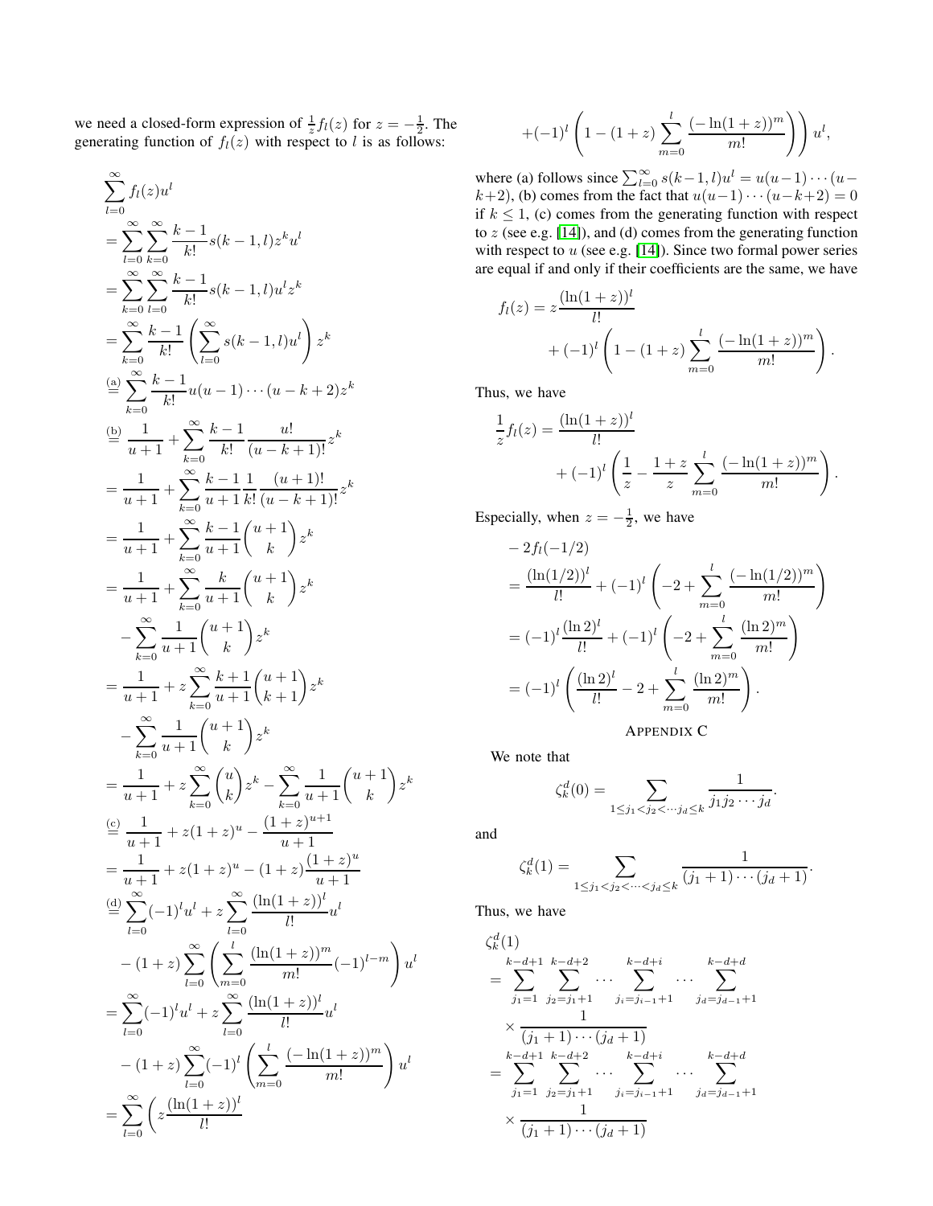we need a closed-form expression of $\frac{1}{z}f_l(z)$ for $z=-\frac{1}{2}$. The generating function of $f_l(z)$ with respect to $l$ is as follows:

$$
\begin{aligned}
&\sum_{l=0}^{\infty} f_l(z)u^l \\
&= \sum_{l=0}^{\infty}\sum_{k=0}^{\infty} \frac{k-1}{k!} s(k-1,l) z^k u^l \\
&= \sum_{k=0}^{\infty}\sum_{l=0}^{\infty} \frac{k-1}{k!} s(k-1,l) u^l z^k \\
&= \sum_{k=0}^{\infty} \frac{k-1}{k!} \left(\sum_{l=0}^{\infty} s(k-1,l)u^l\right) z^k \\
&\overset{\text{(a)}}{=} \sum_{k=0}^{\infty} \frac{k-1}{k!} u(u-1)\cdots(u-k+2) z^k \\
&\overset{\text{(b)}}{=} \frac{1}{u+1} + \sum_{k=0}^{\infty} \frac{k-1}{k!}\frac{u!}{(u-k+1)!} z^k \\
&= \frac{1}{u+1} + \sum_{k=0}^{\infty} \frac{k-1}{u+1}\frac{1}{k!}\frac{(u+1)!}{(u-k+1)!} z^k \\
&= \frac{1}{u+1} + \sum_{k=0}^{\infty} \frac{k-1}{u+1}\binom{u+1}{k} z^k \\
&= \frac{1}{u+1} + \sum_{k=0}^{\infty} \frac{k}{u+1}\binom{u+1}{k} z^k \\
&\quad - \sum_{k=0}^{\infty} \frac{1}{u+1}\binom{u+1}{k} z^k \\
&= \frac{1}{u+1} + z\sum_{k=0}^{\infty} \frac{k+1}{u+1}\binom{u+1}{k+1} z^k \\
&\quad - \sum_{k=0}^{\infty} \frac{1}{u+1}\binom{u+1}{k} z^k \\
&= \frac{1}{u+1} + z\sum_{k=0}^{\infty} \binom{u}{k} z^k - \sum_{k=0}^{\infty} \frac{1}{u+1}\binom{u+1}{k} z^k \\
&\overset{\text{(c)}}{=} \frac{1}{u+1} + z(1+z)^u - \frac{(1+z)^{u+1}}{u+1} \\
&= \frac{1}{u+1} + z(1+z)^u - (1+z)\frac{(1+z)^u}{u+1} \\
&\overset{\text{(d)}}{=} \sum_{l=0}^{\infty}(-1)^l u^l + z\sum_{l=0}^{\infty}\frac{(\ln(1+z))^l}{l!}u^l \\
&\quad - (1+z)\sum_{l=0}^{\infty}\left(\sum_{m=0}^{l}\frac{(\ln(1+z))^m}{m!}(-1)^{l-m}\right)u^l \\
&= \sum_{l=0}^{\infty}(-1)^l u^l + z\sum_{l=0}^{\infty}\frac{(\ln(1+z))^l}{l!}u^l \\
&\quad - (1+z)\sum_{l=0}^{\infty}(-1)^l\left(\sum_{m=0}^{l}\frac{(-\ln(1+z))^m}{m!}\right)u^l \\
&= \sum_{l=0}^{\infty}\left(z\frac{(\ln(1+z))^l}{l!}\right. \\
&\quad \left. +(-1)^l\left(1-(1+z)\sum_{m=0}^{l}\frac{(-\ln(1+z))^m}{m!}\right)\right)u^l,
\end{aligned}
$$

where (a) follows since $\sum_{l=0}^{\infty} s(k-1,l)u^l = u(u-1)\cdots(u-k+2)$, (b) comes from the fact that $u(u-1)\cdots(u-k+2)=0$ if $k\le 1$, (c) comes from the generating function with respect to $z$ (see e.g. [14]), and (d) comes from the generating function with respect to $u$ (see e.g. [14]). Since two formal power series are equal if and only if their coefficients are the same, we have

$$
\begin{aligned}
f_l(z) = z&\frac{(\ln(1+z))^l}{l!} \\
&+(-1)^l\left(1-(1+z)\sum_{m=0}^{l}\frac{(-\ln(1+z))^m}{m!}\right).
\end{aligned}
$$

Thus, we have

$$
\begin{aligned}
\frac{1}{z}f_l(z) = &\frac{(\ln(1+z))^l}{l!} \\
&+(-1)^l\left(\frac{1}{z}-\frac{1+z}{z}\sum_{m=0}^{l}\frac{(-\ln(1+z))^m}{m!}\right).
\end{aligned}
$$

Especially, when $z=-\frac{1}{2}$, we have

$$
\begin{aligned}
&-2f_l(-1/2) \\
&= \frac{(\ln(1/2))^l}{l!} + (-1)^l\left(-2+\sum_{m=0}^{l}\frac{(-\ln(1/2))^m}{m!}\right) \\
&= (-1)^l\frac{(\ln 2)^l}{l!} + (-1)^l\left(-2+\sum_{m=0}^{l}\frac{(\ln 2)^m}{m!}\right) \\
&= (-1)^l\left(\frac{(\ln 2)^l}{l!} - 2 + \sum_{m=0}^{l}\frac{(\ln 2)^m}{m!}\right).
\end{aligned}
$$

## Appendix C

We note that

$$
\zeta_k^d(0) = \sum_{1\le j_1<j_2<\cdots j_d\le k}\frac{1}{j_1 j_2\cdots j_d}.
$$

and

$$
\zeta_k^d(1) = \sum_{1\le j_1<j_2<\cdots<j_d\le k}\frac{1}{(j_1+1)\cdots(j_d+1)}.
$$

Thus, we have

$$
\begin{aligned}
&\zeta_k^d(1) \\
&= \sum_{j_1=1}^{k-d+1}\sum_{j_2=j_1+1}^{k-d+2}\cdots\sum_{j_i=j_{i-1}+1}^{k-d+i}\cdots\sum_{j_d=j_{d-1}+1}^{k-d+d} \\
&\quad \times\frac{1}{(j_1+1)\cdots(j_d+1)} \\
&= \sum_{j_1=1}^{k-d+1}\sum_{j_2=j_1+1}^{k-d+2}\cdots\sum_{j_i=j_{i-1}+1}^{k-d+i}\cdots\sum_{j_d=j_{d-1}+1}^{k-d+d} \\
&\quad \times\frac{1}{(j_1+1)\cdots(j_d+1)}
\end{aligned}
$$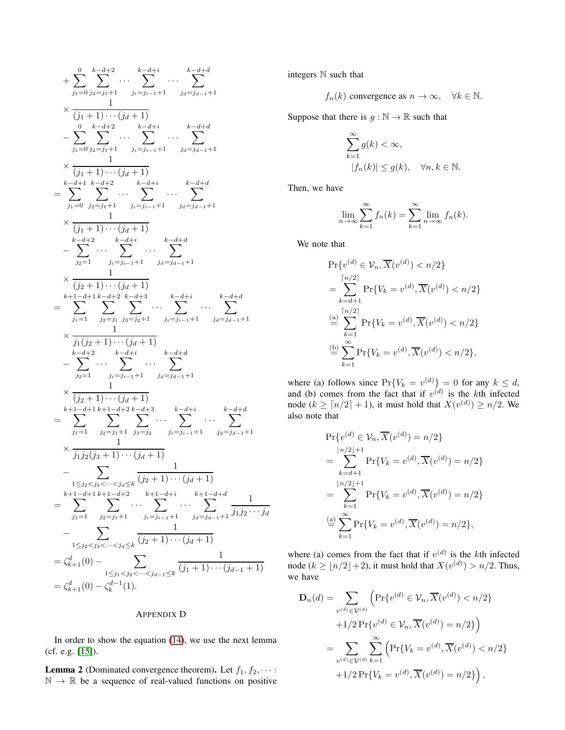$$
\begin{aligned}
&+\sum_{j_1=0}^{0}\sum_{j_2=j_1+1}^{k-d+2}\cdots\sum_{j_i=j_{i-1}+1}^{k-d+i}\cdots\sum_{j_d=j_{d-1}+1}^{k-d+d} \\
&\times\frac{1}{(j_1+1)\cdots(j_d+1)} \\
&-\sum_{j_1=0}^{0}\sum_{j_2=j_1+1}^{k-d+2}\cdots\sum_{j_i=j_{i-1}+1}^{k-d+i}\cdots\sum_{j_d=j_{d-1}+1}^{k-d+d} \\
&\times\frac{1}{(j_1+1)\cdots(j_d+1)} \\
&=\sum_{j_1=0}^{k-d+1}\sum_{j_2=j_1+1}^{k-d+2}\cdots\sum_{j_i=j_{i-1}+1}^{k-d+i}\cdots\sum_{j_d=j_{d-1}+1}^{k-d+d} \\
&\times\frac{1}{(j_1+1)\cdots(j_d+1)} \\
&-\sum_{j_2=1}^{k-d+2}\cdots\sum_{j_i=j_{i-1}+1}^{k-d+i}\cdots\sum_{j_d=j_{d-1}+1}^{k-d+d} \\
&\times\frac{1}{(j_2+1)\cdots(j_d+1)} \\
&=\sum_{j_1=1}^{k+1-d+1}\sum_{j_2=j_1}^{k-d+2}\sum_{j_3=j_2+1}^{k-d+3}\cdots\sum_{j_i=j_{i-1}+1}^{k-d+i}\cdots\sum_{j_d=j_{d-1}+1}^{k-d+d} \\
&\times\frac{1}{j_1(j_2+1)\cdots(j_d+1)} \\
&-\sum_{j_2=1}^{k-d+2}\cdots\sum_{j_i=j_{i-1}+1}^{k-d+i}\cdots\sum_{j_d=j_{d-1}+1}^{k-d+d} \\
&\times\frac{1}{(j_2+1)\cdots(j_d+1)} \\
&=\sum_{j_1=1}^{k+1-d+1}\sum_{j_2=j_1+1}^{k+1-d+2}\sum_{j_3=j_2}^{k-d+3}\cdots\sum_{j_i=j_{i-1}+1}^{k-d+i}\cdots\sum_{j_d=j_{d-1}+1}^{k-d+d} \\
&\times\frac{1}{j_1j_2(j_3+1)\cdots(j_d+1)} \\
&-\sum_{1\le j_2<j_3<\cdots<j_d\le k}\frac{1}{(j_2+1)\cdots(j_d+1)} \\
&=\sum_{j_1=1}^{k+1-d+1}\sum_{j_2=j_1+1}^{k+1-d+2}\cdots\sum_{j_i=j_{i-1}+1}^{k+1-d+i}\cdots\sum_{j_d=j_{d-1}+1}^{k+1-d+d}\frac{1}{j_1j_2\cdots j_d} \\
&-\sum_{1\le j_2<j_3<\cdots<j_d\le k}\frac{1}{(j_2+1)\cdots(j_d+1)} \\
&=\zeta_{k+1}^d(0)-\sum_{1\le j_1<j_2<\cdots<j_{d-1}\le k}\frac{1}{(j_1+1)\cdots(j_{d-1}+1)} \\
&=\zeta_{k+1}^d(0)-\zeta_k^{d-1}(1).
\end{aligned}
$$

## Appendix D

In order to show the equation (14), we use the next lemma (cf. e.g. [15]).

**Lemma 2** (Dominated convergence theorem). Let $f_1, f_2, \cdots : \mathbb{N} \to \mathbb{R}$ be a sequence of real-valued functions on positive integers $\mathbb{N}$ such that

$$
f_n(k) \text{ convergence as } n \to \infty, \quad \forall k \in \mathbb{N}.
$$

Suppose that there is $g : \mathbb{N} \to \mathbb{R}$ such that

$$
\begin{aligned}
&\sum_{k=1}^{\infty} g(k) < \infty, \\
&|f_n(k)| \le g(k), \quad \forall n, k \in \mathbb{N}.
\end{aligned}
$$

Then, we have

$$
\lim_{n\to\infty}\sum_{k=1}^{\infty} f_n(k) = \sum_{k=1}^{\infty}\lim_{n\to\infty} f_n(k).
$$

We note that

$$
\begin{aligned}
&\Pr\{v^{(d)} \in \mathcal{V}_n, \overline{X}(v^{(d)}) < n/2\} \\
&= \sum_{k=d+1}^{\lceil n/2 \rceil} \Pr\{V_k = v^{(d)}, \overline{X}(v^{(d)}) < n/2\} \\
&\overset{(a)}{=} \sum_{k=1}^{\lceil n/2 \rceil} \Pr\{V_k = v^{(d)}, \overline{X}(v^{(d)}) < n/2\} \\
&\overset{(b)}{=} \sum_{k=1}^{\infty} \Pr\{V_k = v^{(d)}, \overline{X}(v^{(d)}) < n/2\},
\end{aligned}
$$

where (a) follows since $\Pr\{V_k = v^{(d)}\} = 0$ for any $k \le d$, and (b) comes from the fact that if $v^{(d)}$ is the $k$th infected node ($k \ge \lceil n/2 \rceil + 1$), it must hold that $X(v^{(d)}) \ge n/2$. We also note that

$$
\begin{aligned}
&\Pr\{v^{(d)} \in \mathcal{V}_n, \overline{X}(v^{(d)}) = n/2\} \\
&= \sum_{k=d+1}^{\lfloor n/2 \rfloor + 1} \Pr\{V_k = v^{(d)}, \overline{X}(v^{(d)}) = n/2\} \\
&= \sum_{k=1}^{\lfloor n/2 \rfloor + 1} \Pr\{V_k = v^{(d)}, \overline{X}(v^{(d)}) = n/2\} \\
&\overset{(a)}{=} \sum_{k=1}^{\infty} \Pr\{V_k = v^{(d)}, \overline{X}(v^{(d)}) = n/2\},
\end{aligned}
$$

where (a) comes from the fact that if $v^{(d)}$ is the $k$th infected node ($k \ge \lfloor n/2 \rfloor + 2$), it must hold that $X(v^{(d)}) > n/2$. Thus, we have

$$
\begin{aligned}
\mathbf{D}_n(d) &= \sum_{v^{(d)} \in \mathcal{V}^{(d)}} \Big( \Pr\{v^{(d)} \in \mathcal{V}_n, \overline{X}(v^{(d)}) < n/2\} \\
&\quad + 1/2 \Pr\{v^{(d)} \in \mathcal{V}_n, \overline{X}(v^{(d)}) = n/2\} \Big) \\
&= \sum_{v^{(d)} \in \mathcal{V}^{(d)}} \sum_{k=1}^{\infty} \Big( \Pr\{V_k = v^{(d)}, \overline{X}(v^{(d)}) < n/2\} \\
&\quad + 1/2 \Pr\{V_k = v^{(d)}, \overline{X}(v^{(d)}) = n/2\} \Big),
\end{aligned}
$$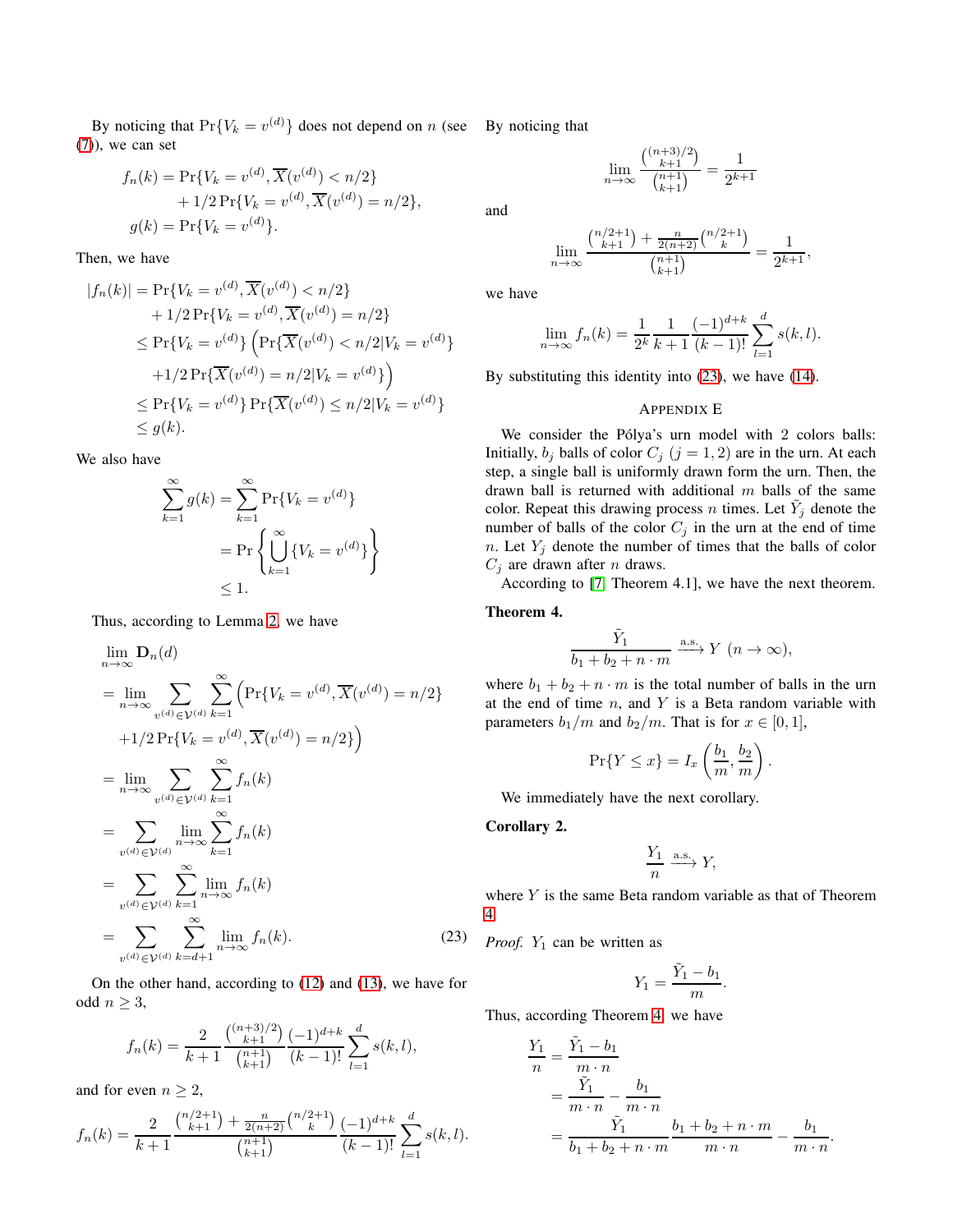By noticing that $\Pr\{V_k = v^{(d)}\}$ does not depend on $n$ (see (7)), we can set

$$
\begin{aligned}
f_n(k) &= \Pr\{V_k = v^{(d)}, \overline{X}(v^{(d)}) < n/2\} \\
&\quad + 1/2 \Pr\{V_k = v^{(d)}, \overline{X}(v^{(d)}) = n/2\}, \\
g(k) &= \Pr\{V_k = v^{(d)}\}.
\end{aligned}
$$

Then, we have

$$
\begin{aligned}
|f_n(k)| &= \Pr\{V_k = v^{(d)}, \overline{X}(v^{(d)}) < n/2\} \\
&\quad + 1/2 \Pr\{V_k = v^{(d)}, \overline{X}(v^{(d)}) = n/2\} \\
&\le \Pr\{V_k = v^{(d)}\} \Big( \Pr\{\overline{X}(v^{(d)}) < n/2 | V_k = v^{(d)}\} \\
&\quad + 1/2 \Pr\{\overline{X}(v^{(d)}) = n/2 | V_k = v^{(d)}\} \Big) \\
&\le \Pr\{V_k = v^{(d)}\} \Pr\{\overline{X}(v^{(d)}) \le n/2 | V_k = v^{(d)}\} \\
&\le g(k).
\end{aligned}
$$

We also have

$$
\begin{aligned}
\sum_{k=1}^{\infty} g(k) &= \sum_{k=1}^{\infty} \Pr\{V_k = v^{(d)}\} \\
&= \Pr\left\{ \bigcup_{k=1}^{\infty} \{V_k = v^{(d)}\} \right\} \\
&\le 1.
\end{aligned}
$$

Thus, according to Lemma 2, we have

$$
\begin{aligned}
&\lim_{n\to\infty} \mathbf{D}_n(d) \\
&= \lim_{n\to\infty} \sum_{v^{(d)} \in \mathcal{V}^{(d)}} \sum_{k=1}^{\infty} \Big( \Pr\{V_k = v^{(d)}, \overline{X}(v^{(d)}) = n/2\} \\
&\quad + 1/2 \Pr\{V_k = v^{(d)}, \overline{X}(v^{(d)}) = n/2\} \Big) \\
&= \lim_{n\to\infty} \sum_{v^{(d)} \in \mathcal{V}^{(d)}} \sum_{k=1}^{\infty} f_n(k) \\
&= \sum_{v^{(d)} \in \mathcal{V}^{(d)}} \lim_{n\to\infty} \sum_{k=1}^{\infty} f_n(k) \\
&= \sum_{v^{(d)} \in \mathcal{V}^{(d)}} \sum_{k=1}^{\infty} \lim_{n\to\infty} f_n(k) \\
&= \sum_{v^{(d)} \in \mathcal{V}^{(d)}} \sum_{k=d+1}^{\infty} \lim_{n\to\infty} f_n(k). \qquad (23)
\end{aligned}
$$

On the other hand, according to (12) and (13), we have for odd $n \ge 3$,

$$
f_n(k) = \frac{2}{k+1} \frac{\binom{(n+3)/2}{k+1}}{\binom{n+1}{k+1}} \frac{(-1)^{d+k}}{(k-1)!} \sum_{l=1}^{d} s(k,l),
$$

and for even $n \ge 2$,

$$
f_n(k) = \frac{2}{k+1} \frac{\binom{n/2+1}{k+1} + \frac{n}{2(n+2)}\binom{n/2+1}{k}}{\binom{n+1}{k+1}} \frac{(-1)^{d+k}}{(k-1)!} \sum_{l=1}^{d} s(k,l).
$$

By noticing that

$$
\lim_{n\to\infty} \frac{\binom{(n+3)/2}{k+1}}{\binom{n+1}{k+1}} = \frac{1}{2^{k+1}}
$$

and

$$
\lim_{n\to\infty} \frac{\binom{n/2+1}{k+1} + \frac{n}{2(n+2)}\binom{n/2+1}{k}}{\binom{n+1}{k+1}} = \frac{1}{2^{k+1}},
$$

we have

$$
\lim_{n\to\infty} f_n(k) = \frac{1}{2^k} \frac{1}{k+1} \frac{(-1)^{d+k}}{(k-1)!} \sum_{l=1}^{d} s(k,l).
$$

By substituting this identity into (23), we have (14).

## Appendix E

We consider the Pólya's urn model with 2 colors balls: Initially, $b_j$ balls of color $C_j$ $(j = 1, 2)$ are in the urn. At each step, a single ball is uniformly drawn form the urn. Then, the drawn ball is returned with additional $m$ balls of the same color. Repeat this drawing process $n$ times. Let $\tilde{Y}_j$ denote the number of balls of the color $C_j$ in the urn at the end of time $n$. Let $Y_j$ denote the number of times that the balls of color $C_j$ are drawn after $n$ draws.

According to [7, Theorem 4.1], we have the next theorem.

**Theorem 4.**

$$
\frac{\tilde{Y}_1}{b_1 + b_2 + n \cdot m} \xrightarrow{\text{a.s.}} Y \ (n \to \infty),
$$

where $b_1 + b_2 + n \cdot m$ is the total number of balls in the urn at the end of time $n$, and $Y$ is a Beta random variable with parameters $b_1/m$ and $b_2/m$. That is for $x \in [0, 1]$,

$$
\Pr\{Y \le x\} = I_x\left(\frac{b_1}{m}, \frac{b_2}{m}\right).
$$

We immediately have the next corollary.

**Corollary 2.**

$$
\frac{Y_1}{n} \xrightarrow{\text{a.s.}} Y,
$$

where $Y$ is the same Beta random variable as that of Theorem 4.

*Proof.* $Y_1$ can be written as

$$
Y_1 = \frac{\tilde{Y}_1 - b_1}{m}.
$$

Thus, according Theorem 4, we have

$$
\begin{aligned}
\frac{Y_1}{n} &= \frac{\tilde{Y}_1 - b_1}{m \cdot n} \\
&= \frac{\tilde{Y}_1}{m \cdot n} - \frac{b_1}{m \cdot n} \\
&= \frac{\tilde{Y}_1}{b_1 + b_2 + n \cdot m} \frac{b_1 + b_2 + n \cdot m}{m \cdot n} - \frac{b_1}{m \cdot n}.
\end{aligned}
$$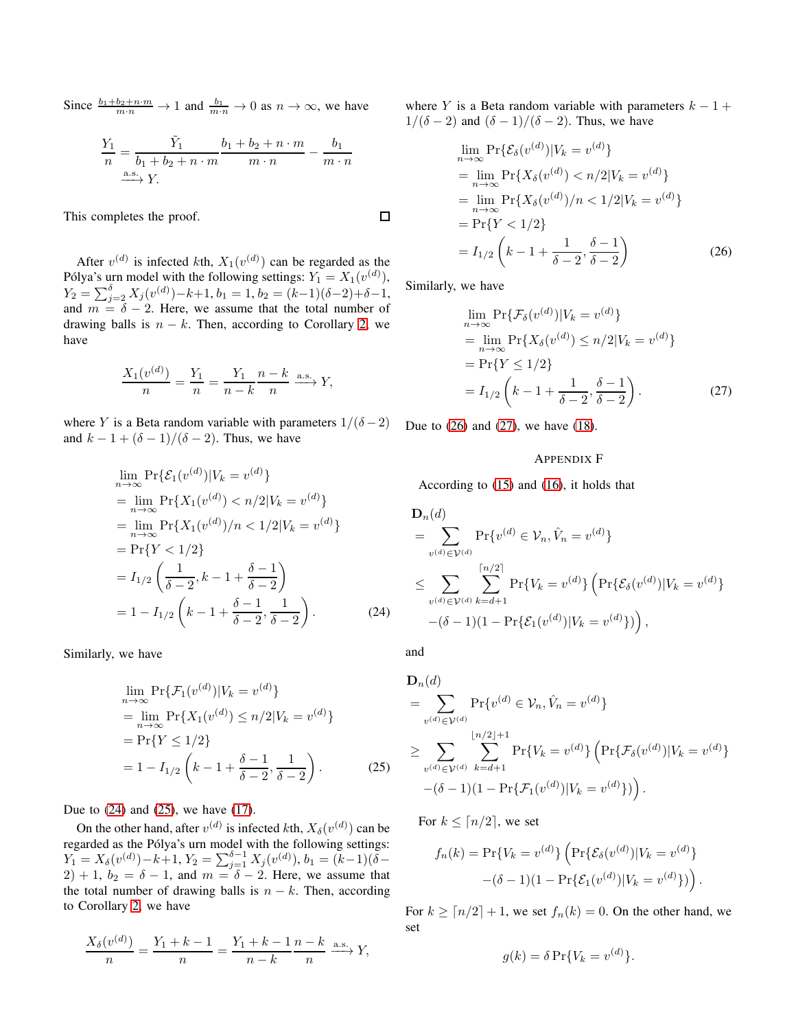Since $\frac{b_1+b_2+n\cdot m}{m\cdot n} \to 1$ and $\frac{b_1}{m\cdot n} \to 0$ as $n \to \infty$, we have

$$
\frac{Y_1}{n} = \frac{\tilde{Y}_1}{b_1+b_2+n\cdot m}\frac{b_1+b_2+n\cdot m}{m\cdot n} - \frac{b_1}{m\cdot n} \xrightarrow{\text{a.s.}} Y.
$$

This completes the proof. $\square$

After $v^{(d)}$ is infected $k$th, $X_1(v^{(d)})$ can be regarded as the Pólya's urn model with the following settings: $Y_1 = X_1(v^{(d)})$, $Y_2 = \sum_{j=2}^{\delta} X_j(v^{(d)}) - k + 1$, $b_1 = 1$, $b_2 = (k-1)(\delta-2)+\delta-1$, and $m = \delta - 2$. Here, we assume that the total number of drawing balls is $n-k$. Then, according to Corollary 2, we have

$$
\frac{X_1(v^{(d)})}{n} = \frac{Y_1}{n} = \frac{Y_1}{n-k}\frac{n-k}{n} \xrightarrow{\text{a.s.}} Y,
$$

where $Y$ is a Beta random variable with parameters $1/(\delta-2)$ and $k-1+(\delta-1)/(\delta-2)$. Thus, we have

$$
\begin{aligned}
&\lim_{n\to\infty} \Pr\{\mathcal{E}_1(v^{(d)})|V_k = v^{(d)}\} \\
&= \lim_{n\to\infty} \Pr\{X_1(v^{(d)}) < n/2 | V_k = v^{(d)}\} \\
&= \lim_{n\to\infty} \Pr\{X_1(v^{(d)})/n < 1/2 | V_k = v^{(d)}\} \\
&= \Pr\{Y < 1/2\} \\
&= I_{1/2}\left(\frac{1}{\delta-2}, k-1+\frac{\delta-1}{\delta-2}\right) \\
&= 1 - I_{1/2}\left(k-1+\frac{\delta-1}{\delta-2}, \frac{1}{\delta-2}\right). \qquad (24)
\end{aligned}
$$

Similarly, we have

$$
\begin{aligned}
&\lim_{n\to\infty} \Pr\{\mathcal{F}_1(v^{(d)})|V_k = v^{(d)}\} \\
&= \lim_{n\to\infty} \Pr\{X_1(v^{(d)}) \le n/2 | V_k = v^{(d)}\} \\
&= \Pr\{Y \le 1/2\} \\
&= 1 - I_{1/2}\left(k-1+\frac{\delta-1}{\delta-2}, \frac{1}{\delta-2}\right). \qquad (25)
\end{aligned}
$$

Due to (24) and (25), we have (17).

On the other hand, after $v^{(d)}$ is infected $k$th, $X_\delta(v^{(d)})$ can be regarded as the Pólya's urn model with the following settings: $Y_1 = X_\delta(v^{(d)}) - k + 1$, $Y_2 = \sum_{j=1}^{\delta-1} X_j(v^{(d)})$, $b_1 = (k-1)(\delta-2)+1$, $b_2 = \delta - 1$, and $m = \delta - 2$. Here, we assume that the total number of drawing balls is $n-k$. Then, according to Corollary 2, we have

$$
\frac{X_\delta(v^{(d)})}{n} = \frac{Y_1+k-1}{n} = \frac{Y_1+k-1}{n-k}\frac{n-k}{n} \xrightarrow{\text{a.s.}} Y,
$$

where $Y$ is a Beta random variable with parameters $k-1+1/(\delta-2)$ and $(\delta-1)/(\delta-2)$. Thus, we have

$$
\begin{aligned}
&\lim_{n\to\infty} \Pr\{\mathcal{E}_\delta(v^{(d)})|V_k = v^{(d)}\} \\
&= \lim_{n\to\infty} \Pr\{X_\delta(v^{(d)}) < n/2 | V_k = v^{(d)}\} \\
&= \lim_{n\to\infty} \Pr\{X_\delta(v^{(d)})/n < 1/2 | V_k = v^{(d)}\} \\
&= \Pr\{Y < 1/2\} \\
&= I_{1/2}\left(k-1+\frac{1}{\delta-2}, \frac{\delta-1}{\delta-2}\right) \qquad (26)
\end{aligned}
$$

Similarly, we have

$$
\begin{aligned}
&\lim_{n\to\infty} \Pr\{\mathcal{F}_\delta(v^{(d)})|V_k = v^{(d)}\} \\
&= \lim_{n\to\infty} \Pr\{X_\delta(v^{(d)}) \le n/2 | V_k = v^{(d)}\} \\
&= \Pr\{Y \le 1/2\} \\
&= I_{1/2}\left(k-1+\frac{1}{\delta-2}, \frac{\delta-1}{\delta-2}\right). \qquad (27)
\end{aligned}
$$

Due to (26) and (27), we have (18).

## Appendix F

According to (15) and (16), it holds that

$$
\begin{aligned}
&\mathbf{D}_n(d) \\
&= \sum_{v^{(d)}\in\mathcal{V}^{(d)}} \Pr\{v^{(d)} \in \mathcal{V}_n, \hat{V}_n = v^{(d)}\} \\
&\le \sum_{v^{(d)}\in\mathcal{V}^{(d)}} \sum_{k=d+1}^{\lceil n/2 \rceil} \Pr\{V_k = v^{(d)}\} \Big(\Pr\{\mathcal{E}_\delta(v^{(d)})|V_k = v^{(d)}\} \\
&\quad -(\delta-1)(1-\Pr\{\mathcal{E}_1(v^{(d)})|V_k = v^{(d)}\})\Big),
\end{aligned}
$$

and

$$
\begin{aligned}
&\mathbf{D}_n(d) \\
&= \sum_{v^{(d)}\in\mathcal{V}^{(d)}} \Pr\{v^{(d)} \in \mathcal{V}_n, \hat{V}_n = v^{(d)}\} \\
&\ge \sum_{v^{(d)}\in\mathcal{V}^{(d)}} \sum_{k=d+1}^{\lfloor n/2 \rfloor+1} \Pr\{V_k = v^{(d)}\} \Big(\Pr\{\mathcal{F}_\delta(v^{(d)})|V_k = v^{(d)}\} \\
&\quad -(\delta-1)(1-\Pr\{\mathcal{F}_1(v^{(d)})|V_k = v^{(d)}\})\Big).
\end{aligned}
$$

For $k \le \lceil n/2 \rceil$, we set

$$
\begin{aligned}
f_n(k) = \Pr\{V_k = v^{(d)}\} &\Big(\Pr\{\mathcal{E}_\delta(v^{(d)})|V_k = v^{(d)}\} \\
&-(\delta-1)(1-\Pr\{\mathcal{E}_1(v^{(d)})|V_k = v^{(d)}\})\Big).
\end{aligned}
$$

For $k \ge \lceil n/2 \rceil + 1$, we set $f_n(k) = 0$. On the other hand, we set

$$
g(k) = \delta \Pr\{V_k = v^{(d)}\}.
$$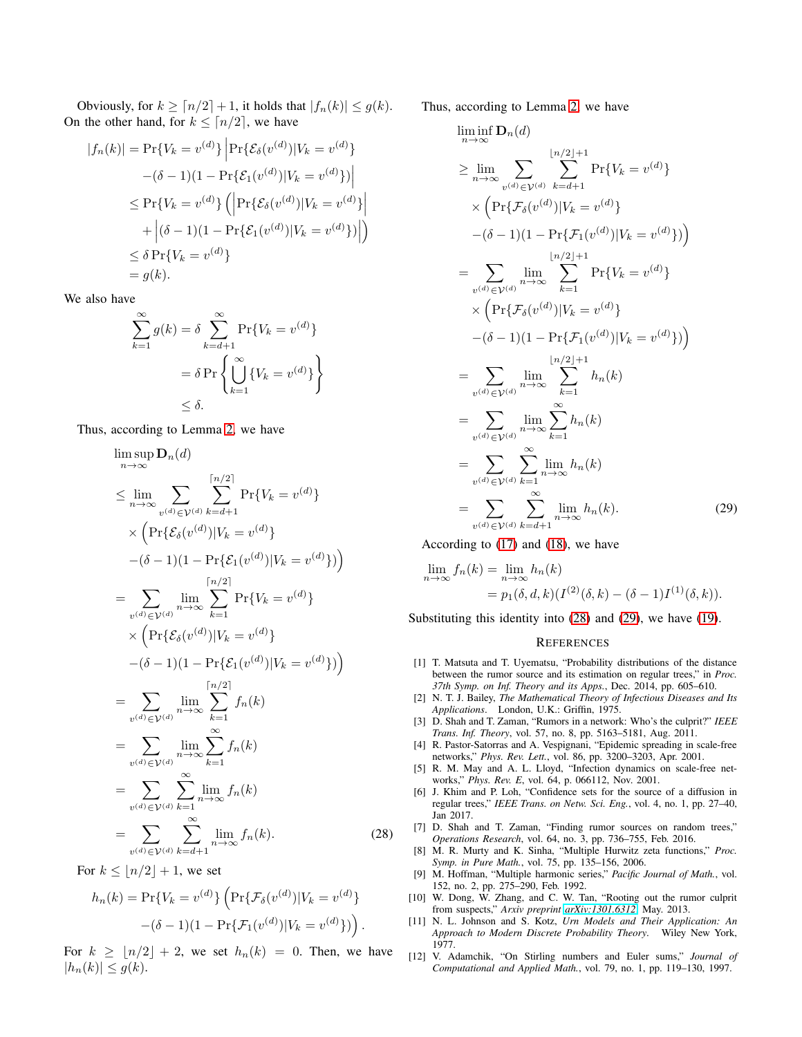Obviously, for $k \geq \lceil n/2 \rceil + 1$, it holds that $|f_n(k)| \leq g(k)$. On the other hand, for $k \leq \lceil n/2 \rceil$, we have

$$
\begin{aligned}
|f_n(k)| &= \Pr\{V_k = v^{(d)}\} \Big| \Pr\{\mathcal{E}_\delta(v^{(d)}) | V_k = v^{(d)}\} \\
&\quad - (\delta - 1)(1 - \Pr\{\mathcal{E}_1(v^{(d)}) | V_k = v^{(d)}\}) \Big| \\
&\leq \Pr\{V_k = v^{(d)}\} \Big( \Big| \Pr\{\mathcal{E}_\delta(v^{(d)}) | V_k = v^{(d)}\} \Big| \\
&\quad + \Big| (\delta - 1)(1 - \Pr\{\mathcal{E}_1(v^{(d)}) | V_k = v^{(d)}\}) \Big| \Big) \\
&\leq \delta \Pr\{V_k = v^{(d)}\} \\
&= g(k).
\end{aligned}
$$

We also have

$$
\begin{aligned}
\sum_{k=1}^{\infty} g(k) &= \delta \sum_{k=d+1}^{\infty} \Pr\{V_k = v^{(d)}\} \\
&= \delta \Pr\left\{ \bigcup_{k=1}^{\infty} \{V_k = v^{(d)}\} \right\} \\
&\leq \delta.
\end{aligned}
$$

Thus, according to Lemma 2, we have

$$
\begin{aligned}
&\limsup_{n \to \infty} \mathbf{D}_n(d) \\
&\leq \lim_{n \to \infty} \sum_{v^{(d)} \in \mathcal{V}^{(d)}} \sum_{k=d+1}^{\lceil n/2 \rceil} \Pr\{V_k = v^{(d)}\} \\
&\quad \times \Big( \Pr\{\mathcal{E}_\delta(v^{(d)}) | V_k = v^{(d)}\} \\
&\quad - (\delta - 1)(1 - \Pr\{\mathcal{E}_1(v^{(d)}) | V_k = v^{(d)}\}) \Big) \\
&= \sum_{v^{(d)} \in \mathcal{V}^{(d)}} \lim_{n \to \infty} \sum_{k=1}^{\lceil n/2 \rceil} \Pr\{V_k = v^{(d)}\} \\
&\quad \times \Big( \Pr\{\mathcal{E}_\delta(v^{(d)}) | V_k = v^{(d)}\} \\
&\quad - (\delta - 1)(1 - \Pr\{\mathcal{E}_1(v^{(d)}) | V_k = v^{(d)}\}) \Big) \\
&= \sum_{v^{(d)} \in \mathcal{V}^{(d)}} \lim_{n \to \infty} \sum_{k=1}^{\lceil n/2 \rceil} f_n(k) \\
&= \sum_{v^{(d)} \in \mathcal{V}^{(d)}} \lim_{n \to \infty} \sum_{k=1}^{\infty} f_n(k) \\
&= \sum_{v^{(d)} \in \mathcal{V}^{(d)}} \sum_{k=1}^{\infty} \lim_{n \to \infty} f_n(k) \\
&= \sum_{v^{(d)} \in \mathcal{V}^{(d)}} \sum_{k=d+1}^{\infty} \lim_{n \to \infty} f_n(k). \qquad (28)
\end{aligned}
$$

For $k \leq \lfloor n/2 \rfloor + 1$, we set

$$
\begin{aligned}
h_n(k) = \Pr\{V_k = v^{(d)}\} \Big( &\Pr\{\mathcal{F}_\delta(v^{(d)}) | V_k = v^{(d)}\} \\
&- (\delta - 1)(1 - \Pr\{\mathcal{F}_1(v^{(d)}) | V_k = v^{(d)}\}) \Big).
\end{aligned}
$$

For $k \geq \lfloor n/2 \rfloor + 2$, we set $h_n(k) = 0$. Then, we have $|h_n(k)| \leq g(k)$.

Thus, according to Lemma 2, we have

$$
\begin{aligned}
&\liminf_{n \to \infty} \mathbf{D}_n(d) \\
&\geq \lim_{n \to \infty} \sum_{v^{(d)} \in \mathcal{V}^{(d)}} \sum_{k=d+1}^{\lfloor n/2 \rfloor + 1} \Pr\{V_k = v^{(d)}\} \\
&\quad \times \Big( \Pr\{\mathcal{F}_\delta(v^{(d)}) | V_k = v^{(d)}\} \\
&\quad - (\delta - 1)(1 - \Pr\{\mathcal{F}_1(v^{(d)}) | V_k = v^{(d)}\}) \Big) \\
&= \sum_{v^{(d)} \in \mathcal{V}^{(d)}} \lim_{n \to \infty} \sum_{k=1}^{\lfloor n/2 \rfloor + 1} \Pr\{V_k = v^{(d)}\} \\
&\quad \times \Big( \Pr\{\mathcal{F}_\delta(v^{(d)}) | V_k = v^{(d)}\} \\
&\quad - (\delta - 1)(1 - \Pr\{\mathcal{F}_1(v^{(d)}) | V_k = v^{(d)}\}) \Big) \\
&= \sum_{v^{(d)} \in \mathcal{V}^{(d)}} \lim_{n \to \infty} \sum_{k=1}^{\lfloor n/2 \rfloor + 1} h_n(k) \\
&= \sum_{v^{(d)} \in \mathcal{V}^{(d)}} \lim_{n \to \infty} \sum_{k=1}^{\infty} h_n(k) \\
&= \sum_{v^{(d)} \in \mathcal{V}^{(d)}} \sum_{k=1}^{\infty} \lim_{n \to \infty} h_n(k) \\
&= \sum_{v^{(d)} \in \mathcal{V}^{(d)}} \sum_{k=d+1}^{\infty} \lim_{n \to \infty} h_n(k). \qquad (29)
\end{aligned}
$$

According to (17) and (18), we have

$$
\begin{aligned}
\lim_{n \to \infty} f_n(k) &= \lim_{n \to \infty} h_n(k) \\
&= p_1(\delta, d, k)(I^{(2)}(\delta, k) - (\delta - 1) I^{(1)}(\delta, k)).
\end{aligned}
$$

Substituting this identity into (28) and (29), we have (19).

## References

[1] T. Matsuta and T. Uyematsu, "Probability distributions of the distance between the rumor source and its estimation on regular trees," in *Proc. 37th Symp. on Inf. Theory and its Apps.*, Dec. 2014, pp. 605–610.

[2] N. T. J. Bailey, *The Mathematical Theory of Infectious Diseases and Its Applications*. London, U.K.: Griffin, 1975.

[3] D. Shah and T. Zaman, "Rumors in a network: Who's the culprit?" *IEEE Trans. Inf. Theory*, vol. 57, no. 8, pp. 5163–5181, Aug. 2011.

[4] R. Pastor-Satorras and A. Vespignani, "Epidemic spreading in scale-free networks," *Phys. Rev. Lett.*, vol. 86, pp. 3200–3203, Apr. 2001.

[5] R. M. May and A. L. Lloyd, "Infection dynamics on scale-free networks," *Phys. Rev. E*, vol. 64, p. 066112, Nov. 2001.

[6] J. Khim and P. Loh, "Confidence sets for the source of a diffusion in regular trees," *IEEE Trans. on Netw. Sci. Eng.*, vol. 4, no. 1, pp. 27–40, Jan 2017.

[7] D. Shah and T. Zaman, "Finding rumor sources on random trees," *Operations Research*, vol. 64, no. 3, pp. 736–755, Feb. 2016.

[8] M. R. Murty and K. Sinha, "Multiple Hurwitz zeta functions," *Proc. Symp. in Pure Math.*, vol. 75, pp. 135–156, 2006.

[9] M. Hoffman, "Multiple harmonic series," *Pacific Journal of Math.*, vol. 152, no. 2, pp. 275–290, Feb. 1992.

[10] W. Dong, W. Zhang, and C. W. Tan, "Rooting out the rumor culprit from suspects," *Arxiv preprint arXiv:1301.6312*, May. 2013.

[11] N. L. Johnson and S. Kotz, *Urn Models and Their Application: An Approach to Modern Discrete Probability Theory*. Wiley New York, 1977.

[12] V. Adamchik, "On Stirling numbers and Euler sums," *Journal of Computational and Applied Math.*, vol. 79, no. 1, pp. 119–130, 1997.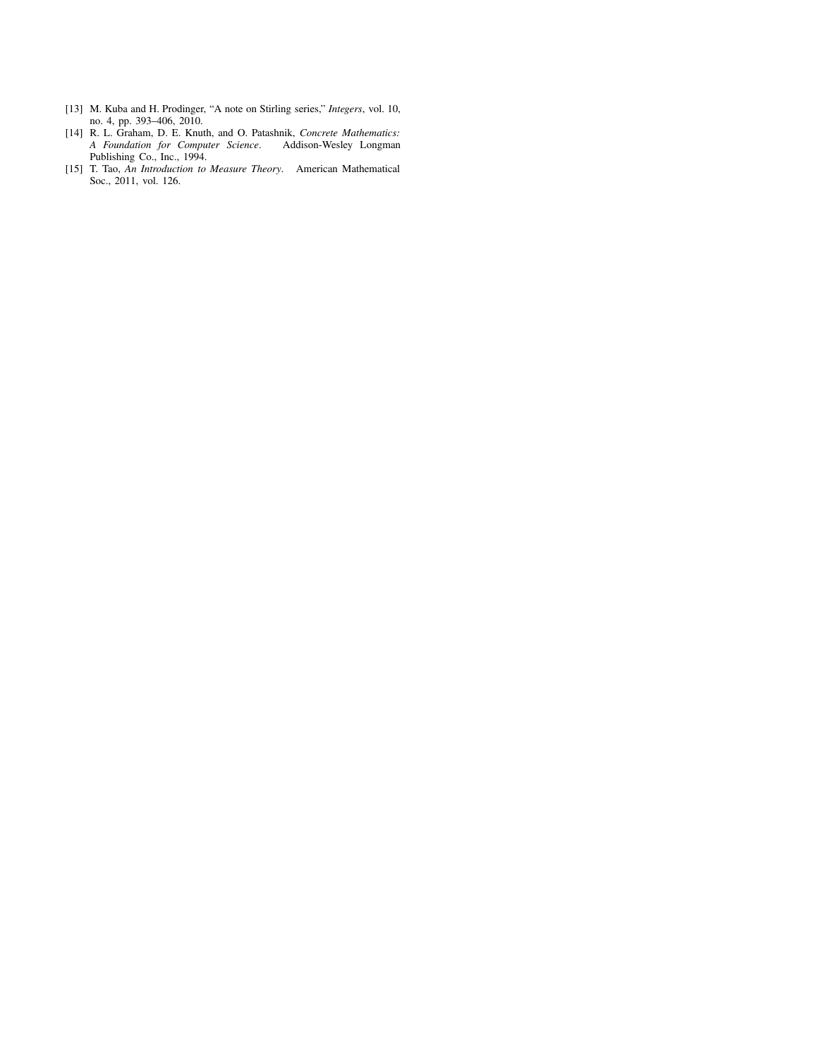[13] M. Kuba and H. Prodinger, "A note on Stirling series," *Integers*, vol. 10, no. 4, pp. 393–406, 2010.

[14] R. L. Graham, D. E. Knuth, and O. Patashnik, *Concrete Mathematics: A Foundation for Computer Science*. Addison-Wesley Longman Publishing Co., Inc., 1994.

[15] T. Tao, *An Introduction to Measure Theory*. American Mathematical Soc., 2011, vol. 126.